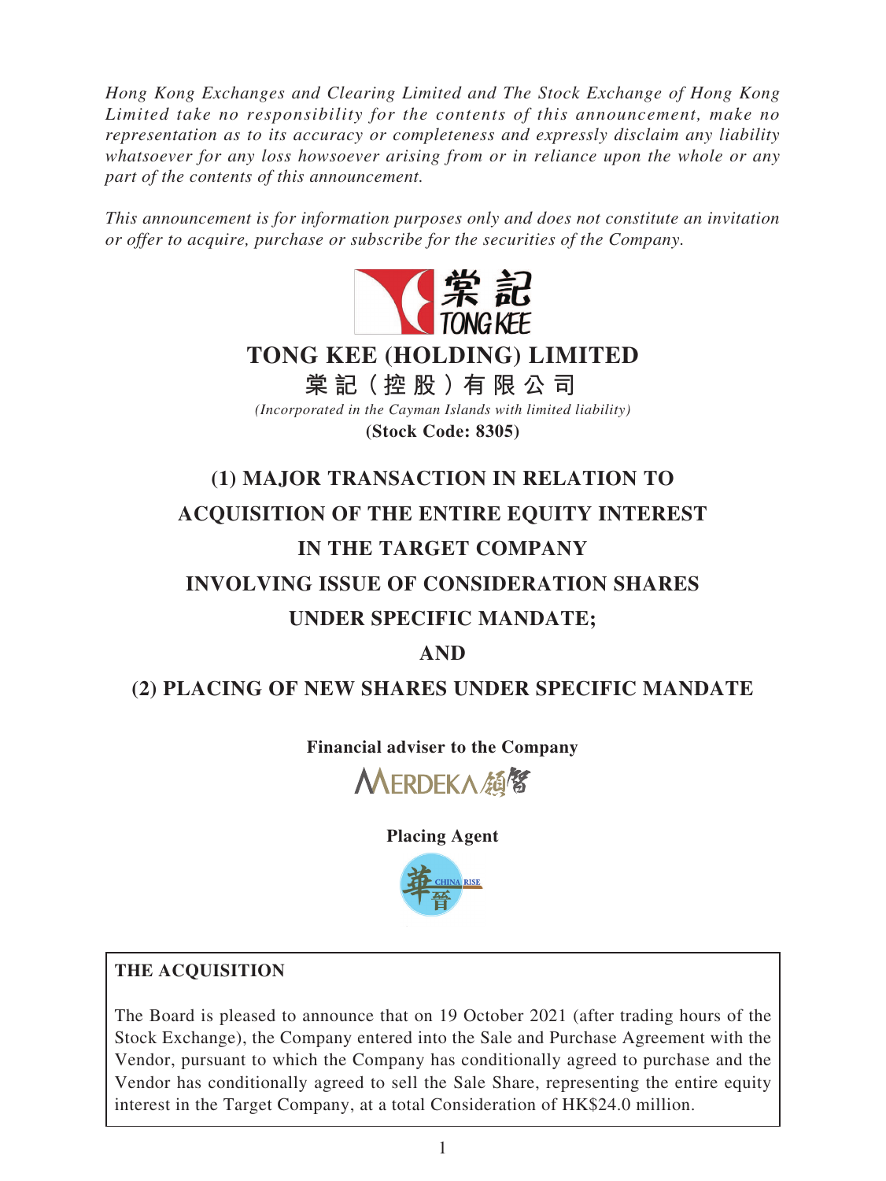*Hong Kong Exchanges and Clearing Limited and The Stock Exchange of Hong Kong Limited take no responsibility for the contents of this announcement, make no representation as to its accuracy or completeness and expressly disclaim any liability whatsoever for any loss howsoever arising from or in reliance upon the whole or any part of the contents of this announcement.*

*This announcement is for information purposes only and does not constitute an invitation or offer to acquire, purchase or subscribe for the securities of the Company.*

# TONG KEE (HOLDING) LIMITED

**棠記(控股)有限公司**

*(Incorporated in the Cayman Islands with limited liability)*

**(Stock Code: 8305)**

# (1) MAJOR TRANSACTION IN RELATION TO ACQUISITION OF THE ENTIRE EQUITY INTEREST IN THE TARGET COMPANY INVOLVING ISSUE OF CONSIDERATION SHARES UNDER SPECIFIC MANDATE;

# AND

# (2) PLACING OF NEW SHARES UNDER SPECIFIC MANDATE

**Financial adviser to the Company**

MERDEKA 領智

**Placing Agent**

華晉 CHINA RISE

## THE ACQUISITION

The Board is pleased to announce that on 19 October 2021 (after trading hours of the Stock Exchange), the Company entered into the Sale and Purchase Agreement with the Vendor, pursuant to which the Company has conditionally agreed to purchase and the Vendor has conditionally agreed to sell the Sale Share, representing the entire equity interest in the Target Company, at a total Consideration of HK$24.0 million.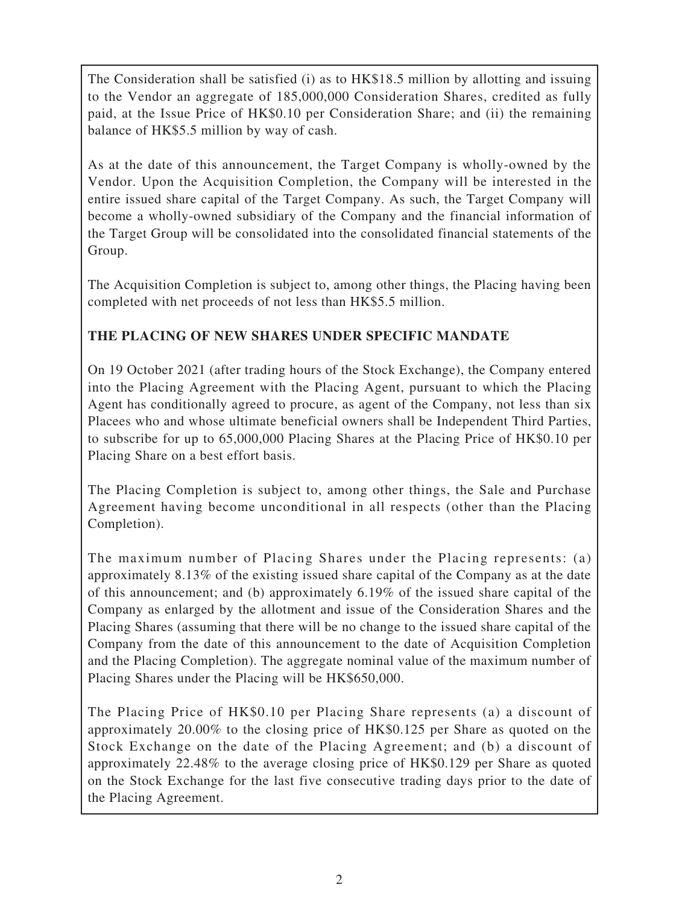The Consideration shall be satisfied (i) as to HK$18.5 million by allotting and issuing to the Vendor an aggregate of 185,000,000 Consideration Shares, credited as fully paid, at the Issue Price of HK$0.10 per Consideration Share; and (ii) the remaining balance of HK$5.5 million by way of cash.

As at the date of this announcement, the Target Company is wholly-owned by the Vendor. Upon the Acquisition Completion, the Company will be interested in the entire issued share capital of the Target Company. As such, the Target Company will become a wholly-owned subsidiary of the Company and the financial information of the Target Group will be consolidated into the consolidated financial statements of the Group.

The Acquisition Completion is subject to, among other things, the Placing having been completed with net proceeds of not less than HK$5.5 million.

**THE PLACING OF NEW SHARES UNDER SPECIFIC MANDATE**

On 19 October 2021 (after trading hours of the Stock Exchange), the Company entered into the Placing Agreement with the Placing Agent, pursuant to which the Placing Agent has conditionally agreed to procure, as agent of the Company, not less than six Placees who and whose ultimate beneficial owners shall be Independent Third Parties, to subscribe for up to 65,000,000 Placing Shares at the Placing Price of HK$0.10 per Placing Share on a best effort basis.

The Placing Completion is subject to, among other things, the Sale and Purchase Agreement having become unconditional in all respects (other than the Placing Completion).

The maximum number of Placing Shares under the Placing represents: (a) approximately 8.13% of the existing issued share capital of the Company as at the date of this announcement; and (b) approximately 6.19% of the issued share capital of the Company as enlarged by the allotment and issue of the Consideration Shares and the Placing Shares (assuming that there will be no change to the issued share capital of the Company from the date of this announcement to the date of Acquisition Completion and the Placing Completion). The aggregate nominal value of the maximum number of Placing Shares under the Placing will be HK$650,000.

The Placing Price of HK$0.10 per Placing Share represents (a) a discount of approximately 20.00% to the closing price of HK$0.125 per Share as quoted on the Stock Exchange on the date of the Placing Agreement; and (b) a discount of approximately 22.48% to the average closing price of HK$0.129 per Share as quoted on the Stock Exchange for the last five consecutive trading days prior to the date of the Placing Agreement.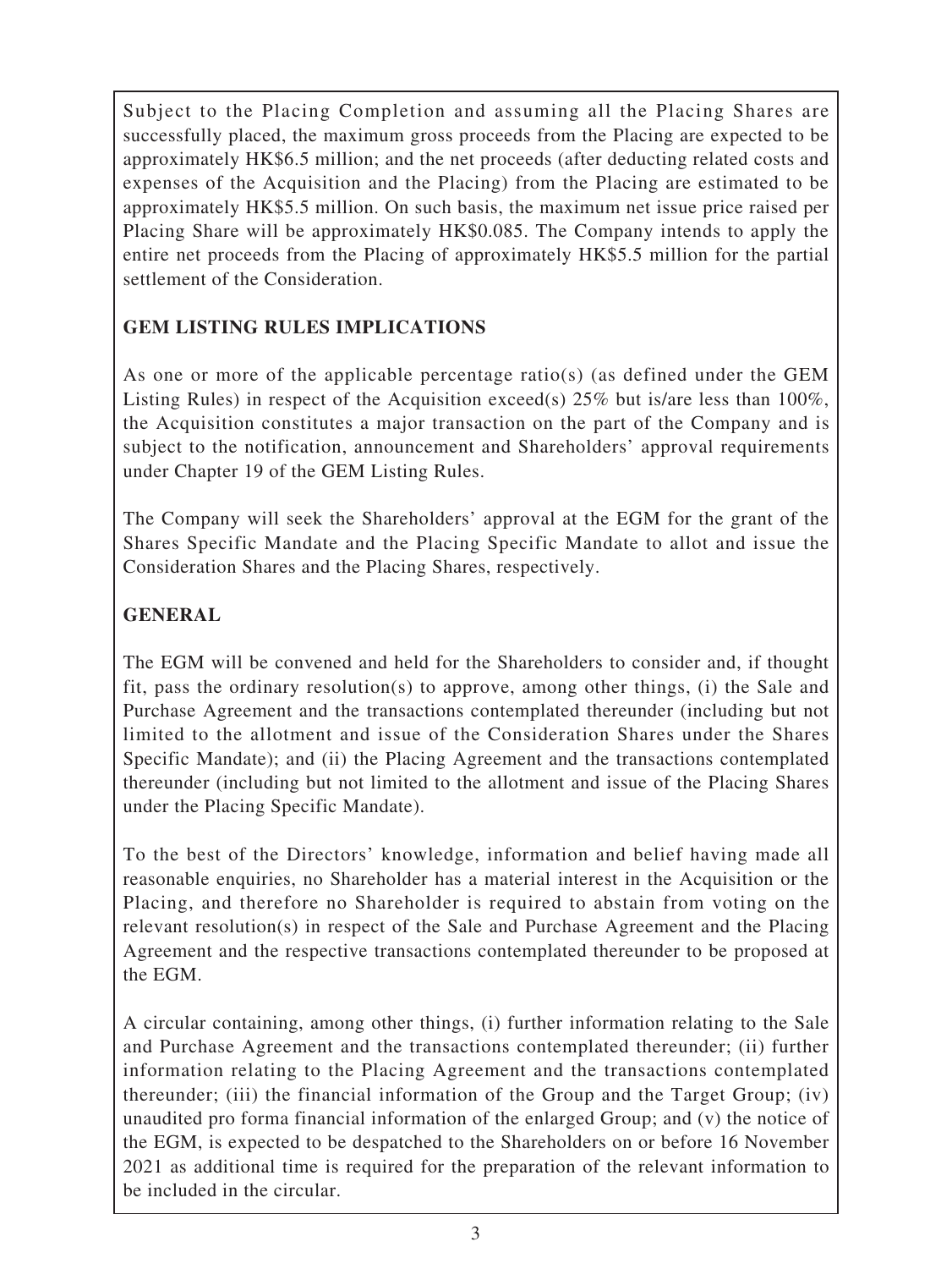Subject to the Placing Completion and assuming all the Placing Shares are successfully placed, the maximum gross proceeds from the Placing are expected to be approximately HK$6.5 million; and the net proceeds (after deducting related costs and expenses of the Acquisition and the Placing) from the Placing are estimated to be approximately HK$5.5 million. On such basis, the maximum net issue price raised per Placing Share will be approximately HK$0.085. The Company intends to apply the entire net proceeds from the Placing of approximately HK$5.5 million for the partial settlement of the Consideration.

## GEM LISTING RULES IMPLICATIONS

As one or more of the applicable percentage ratio(s) (as defined under the GEM Listing Rules) in respect of the Acquisition exceed(s) 25% but is/are less than 100%, the Acquisition constitutes a major transaction on the part of the Company and is subject to the notification, announcement and Shareholders' approval requirements under Chapter 19 of the GEM Listing Rules.

The Company will seek the Shareholders' approval at the EGM for the grant of the Shares Specific Mandate and the Placing Specific Mandate to allot and issue the Consideration Shares and the Placing Shares, respectively.

## GENERAL

The EGM will be convened and held for the Shareholders to consider and, if thought fit, pass the ordinary resolution(s) to approve, among other things, (i) the Sale and Purchase Agreement and the transactions contemplated thereunder (including but not limited to the allotment and issue of the Consideration Shares under the Shares Specific Mandate); and (ii) the Placing Agreement and the transactions contemplated thereunder (including but not limited to the allotment and issue of the Placing Shares under the Placing Specific Mandate).

To the best of the Directors' knowledge, information and belief having made all reasonable enquiries, no Shareholder has a material interest in the Acquisition or the Placing, and therefore no Shareholder is required to abstain from voting on the relevant resolution(s) in respect of the Sale and Purchase Agreement and the Placing Agreement and the respective transactions contemplated thereunder to be proposed at the EGM.

A circular containing, among other things, (i) further information relating to the Sale and Purchase Agreement and the transactions contemplated thereunder; (ii) further information relating to the Placing Agreement and the transactions contemplated thereunder; (iii) the financial information of the Group and the Target Group; (iv) unaudited pro forma financial information of the enlarged Group; and (v) the notice of the EGM, is expected to be despatched to the Shareholders on or before 16 November 2021 as additional time is required for the preparation of the relevant information to be included in the circular.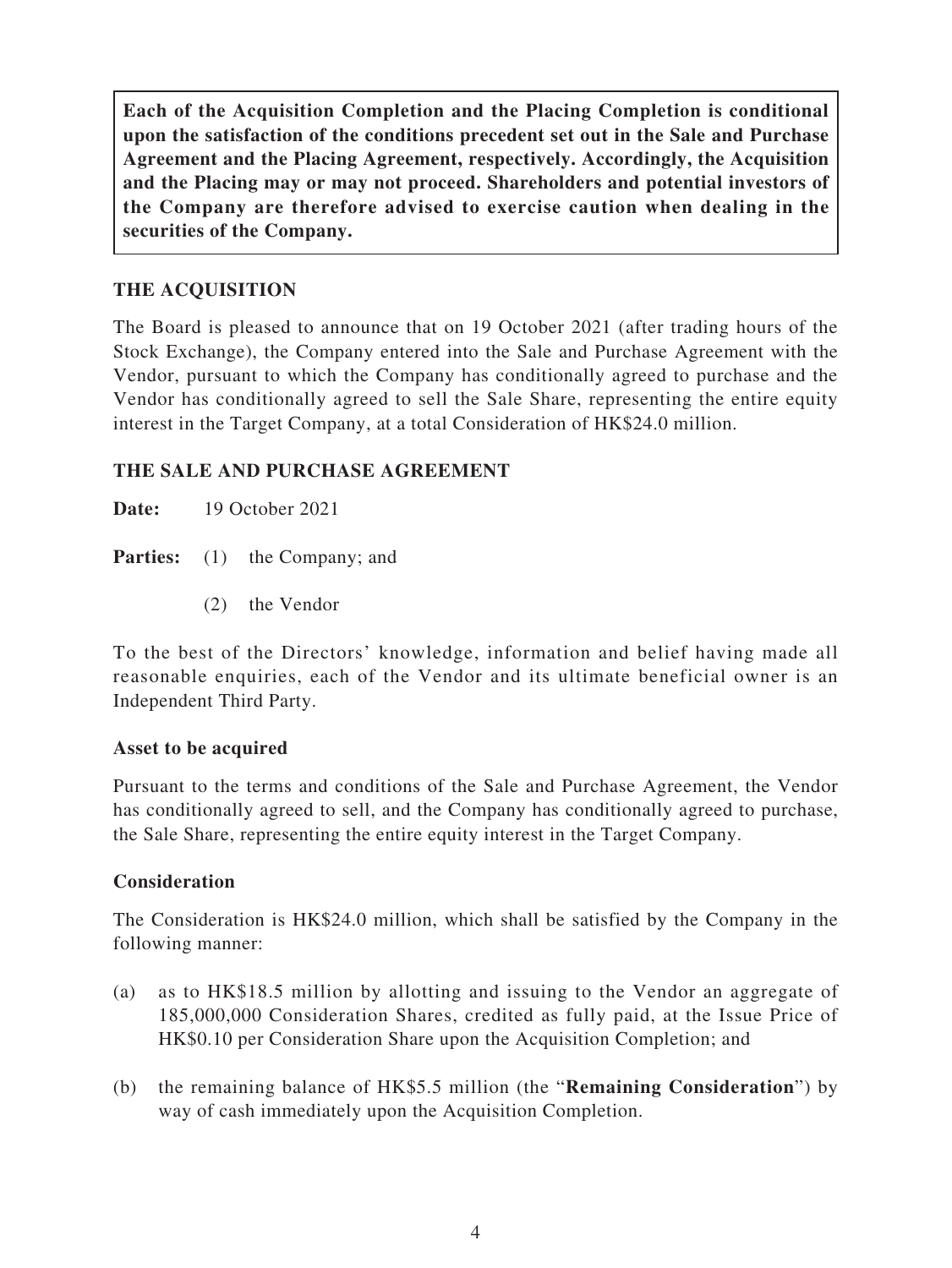**Each of the Acquisition Completion and the Placing Completion is conditional upon the satisfaction of the conditions precedent set out in the Sale and Purchase Agreement and the Placing Agreement, respectively. Accordingly, the Acquisition and the Placing may or may not proceed. Shareholders and potential investors of the Company are therefore advised to exercise caution when dealing in the securities of the Company.**

## THE ACQUISITION

The Board is pleased to announce that on 19 October 2021 (after trading hours of the Stock Exchange), the Company entered into the Sale and Purchase Agreement with the Vendor, pursuant to which the Company has conditionally agreed to purchase and the Vendor has conditionally agreed to sell the Sale Share, representing the entire equity interest in the Target Company, at a total Consideration of HK$24.0 million.

## THE SALE AND PURCHASE AGREEMENT

**Date:** 19 October 2021

**Parties:** (1) the Company; and

(2) the Vendor

To the best of the Directors' knowledge, information and belief having made all reasonable enquiries, each of the Vendor and its ultimate beneficial owner is an Independent Third Party.

### Asset to be acquired

Pursuant to the terms and conditions of the Sale and Purchase Agreement, the Vendor has conditionally agreed to sell, and the Company has conditionally agreed to purchase, the Sale Share, representing the entire equity interest in the Target Company.

### Consideration

The Consideration is HK$24.0 million, which shall be satisfied by the Company in the following manner:

(a) as to HK$18.5 million by allotting and issuing to the Vendor an aggregate of 185,000,000 Consideration Shares, credited as fully paid, at the Issue Price of HK$0.10 per Consideration Share upon the Acquisition Completion; and

(b) the remaining balance of HK$5.5 million (the "**Remaining Consideration**") by way of cash immediately upon the Acquisition Completion.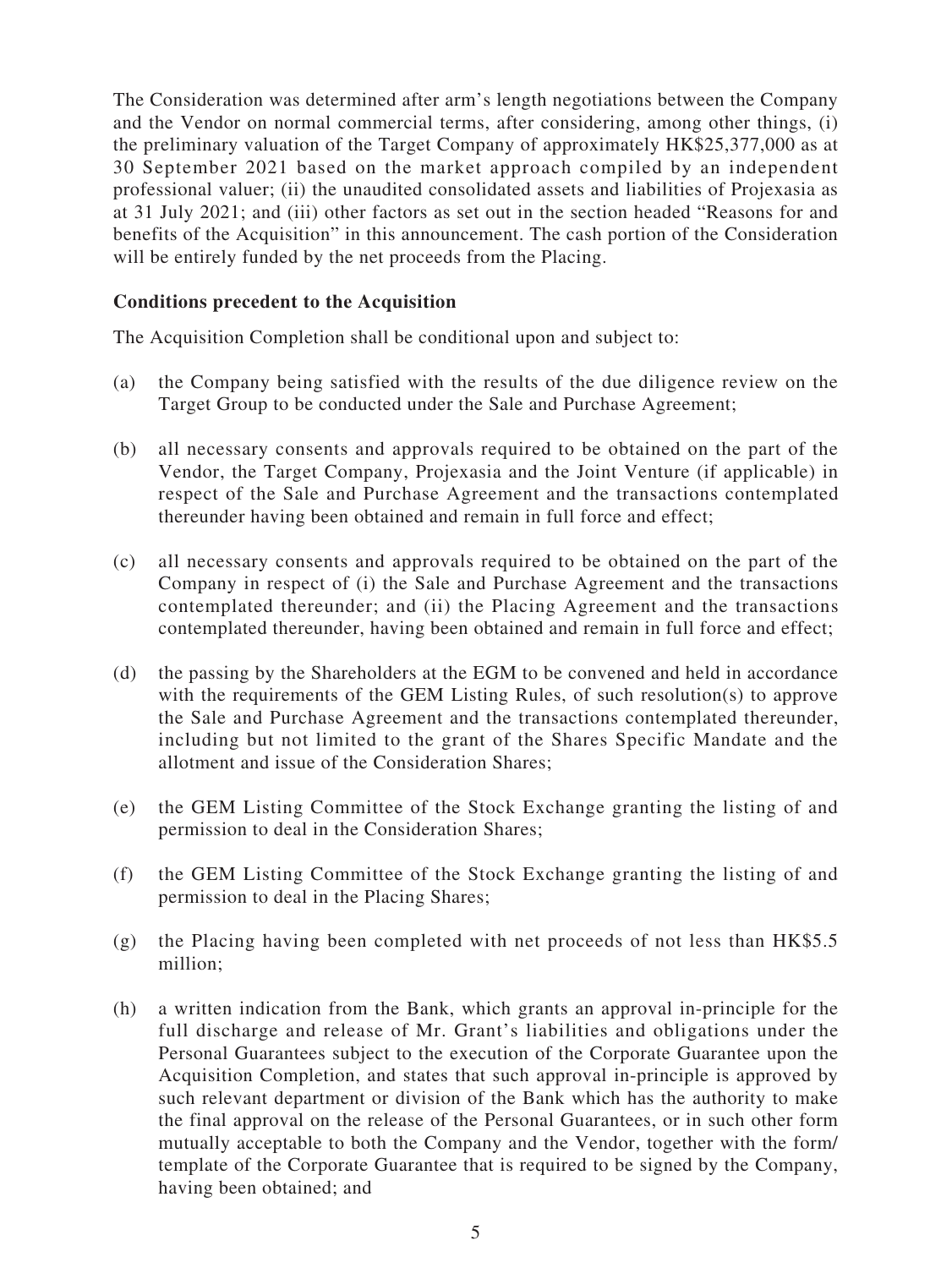The Consideration was determined after arm's length negotiations between the Company and the Vendor on normal commercial terms, after considering, among other things, (i) the preliminary valuation of the Target Company of approximately HK$25,377,000 as at 30 September 2021 based on the market approach compiled by an independent professional valuer; (ii) the unaudited consolidated assets and liabilities of Projexasia as at 31 July 2021; and (iii) other factors as set out in the section headed "Reasons for and benefits of the Acquisition" in this announcement. The cash portion of the Consideration will be entirely funded by the net proceeds from the Placing.

**Conditions precedent to the Acquisition**

The Acquisition Completion shall be conditional upon and subject to:

(a) the Company being satisfied with the results of the due diligence review on the Target Group to be conducted under the Sale and Purchase Agreement;

(b) all necessary consents and approvals required to be obtained on the part of the Vendor, the Target Company, Projexasia and the Joint Venture (if applicable) in respect of the Sale and Purchase Agreement and the transactions contemplated thereunder having been obtained and remain in full force and effect;

(c) all necessary consents and approvals required to be obtained on the part of the Company in respect of (i) the Sale and Purchase Agreement and the transactions contemplated thereunder; and (ii) the Placing Agreement and the transactions contemplated thereunder, having been obtained and remain in full force and effect;

(d) the passing by the Shareholders at the EGM to be convened and held in accordance with the requirements of the GEM Listing Rules, of such resolution(s) to approve the Sale and Purchase Agreement and the transactions contemplated thereunder, including but not limited to the grant of the Shares Specific Mandate and the allotment and issue of the Consideration Shares;

(e) the GEM Listing Committee of the Stock Exchange granting the listing of and permission to deal in the Consideration Shares;

(f) the GEM Listing Committee of the Stock Exchange granting the listing of and permission to deal in the Placing Shares;

(g) the Placing having been completed with net proceeds of not less than HK$5.5 million;

(h) a written indication from the Bank, which grants an approval in-principle for the full discharge and release of Mr. Grant's liabilities and obligations under the Personal Guarantees subject to the execution of the Corporate Guarantee upon the Acquisition Completion, and states that such approval in-principle is approved by such relevant department or division of the Bank which has the authority to make the final approval on the release of the Personal Guarantees, or in such other form mutually acceptable to both the Company and the Vendor, together with the form/template of the Corporate Guarantee that is required to be signed by the Company, having been obtained; and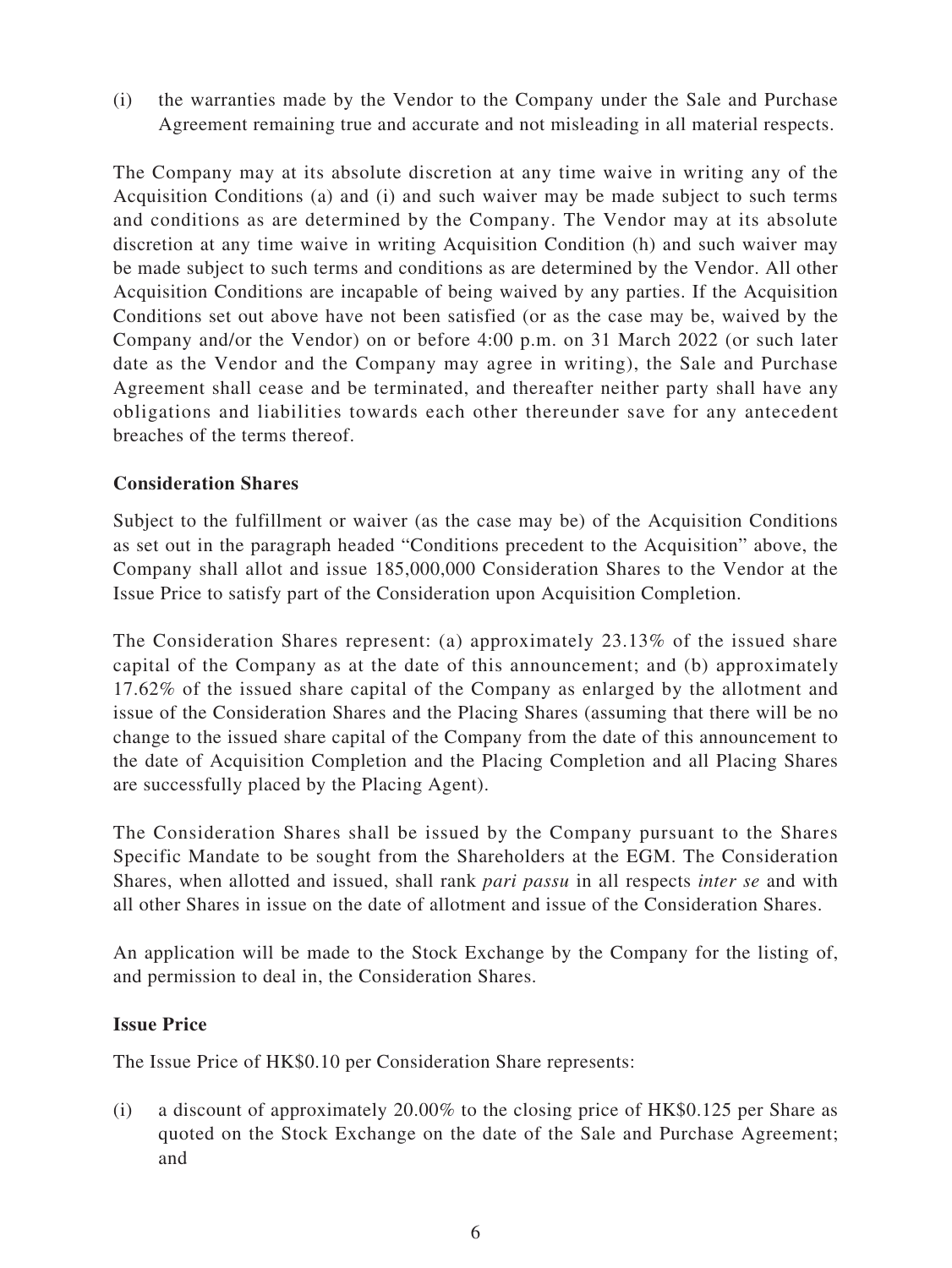(i) the warranties made by the Vendor to the Company under the Sale and Purchase Agreement remaining true and accurate and not misleading in all material respects.

The Company may at its absolute discretion at any time waive in writing any of the Acquisition Conditions (a) and (i) and such waiver may be made subject to such terms and conditions as are determined by the Company. The Vendor may at its absolute discretion at any time waive in writing Acquisition Condition (h) and such waiver may be made subject to such terms and conditions as are determined by the Vendor. All other Acquisition Conditions are incapable of being waived by any parties. If the Acquisition Conditions set out above have not been satisfied (or as the case may be, waived by the Company and/or the Vendor) on or before 4:00 p.m. on 31 March 2022 (or such later date as the Vendor and the Company may agree in writing), the Sale and Purchase Agreement shall cease and be terminated, and thereafter neither party shall have any obligations and liabilities towards each other thereunder save for any antecedent breaches of the terms thereof.

**Consideration Shares**

Subject to the fulfillment or waiver (as the case may be) of the Acquisition Conditions as set out in the paragraph headed "Conditions precedent to the Acquisition" above, the Company shall allot and issue 185,000,000 Consideration Shares to the Vendor at the Issue Price to satisfy part of the Consideration upon Acquisition Completion.

The Consideration Shares represent: (a) approximately 23.13% of the issued share capital of the Company as at the date of this announcement; and (b) approximately 17.62% of the issued share capital of the Company as enlarged by the allotment and issue of the Consideration Shares and the Placing Shares (assuming that there will be no change to the issued share capital of the Company from the date of this announcement to the date of Acquisition Completion and the Placing Completion and all Placing Shares are successfully placed by the Placing Agent).

The Consideration Shares shall be issued by the Company pursuant to the Shares Specific Mandate to be sought from the Shareholders at the EGM. The Consideration Shares, when allotted and issued, shall rank *pari passu* in all respects *inter se* and with all other Shares in issue on the date of allotment and issue of the Consideration Shares.

An application will be made to the Stock Exchange by the Company for the listing of, and permission to deal in, the Consideration Shares.

**Issue Price**

The Issue Price of HK$0.10 per Consideration Share represents:

(i) a discount of approximately 20.00% to the closing price of HK$0.125 per Share as quoted on the Stock Exchange on the date of the Sale and Purchase Agreement; and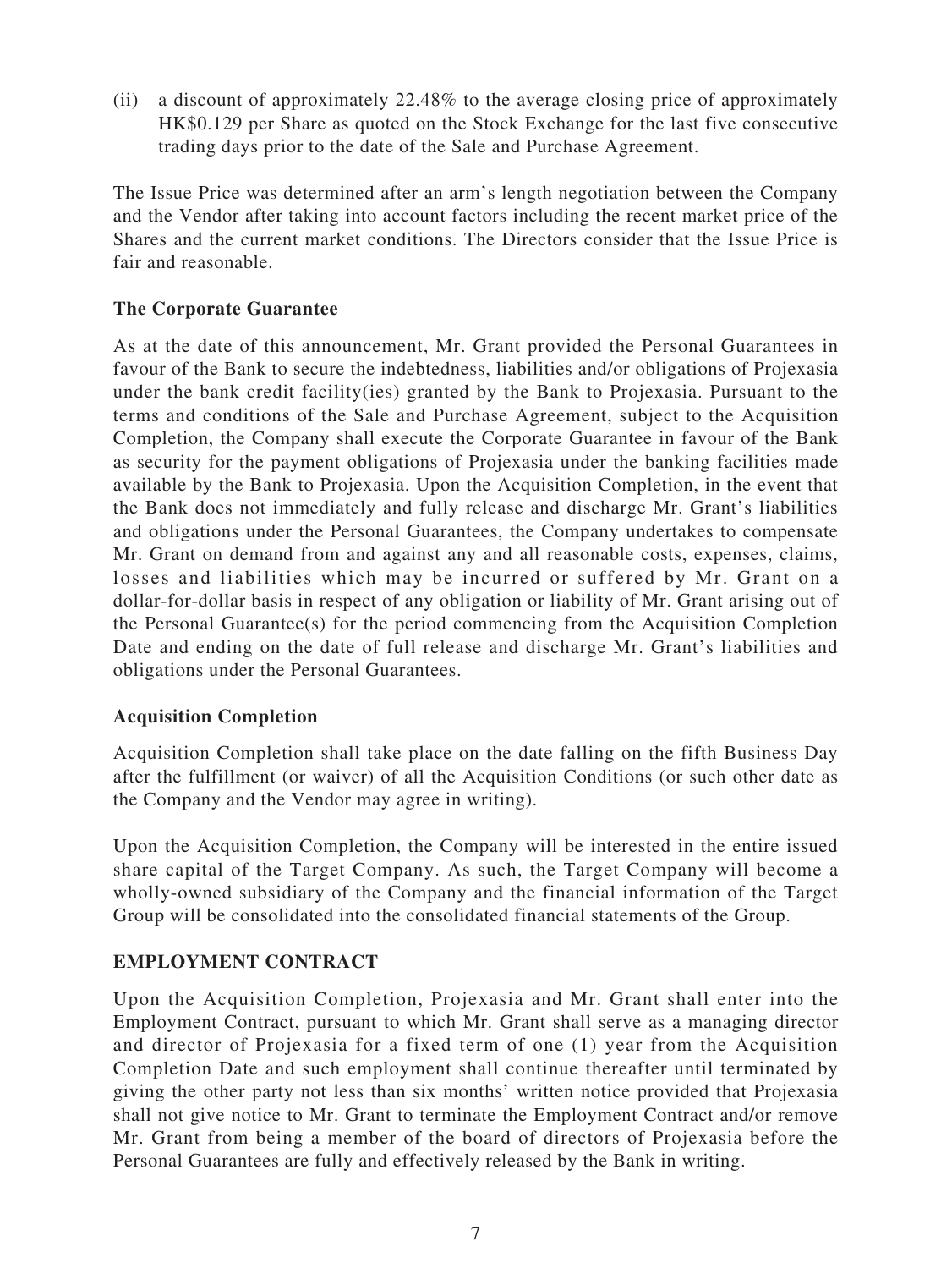(ii) a discount of approximately 22.48% to the average closing price of approximately HK$0.129 per Share as quoted on the Stock Exchange for the last five consecutive trading days prior to the date of the Sale and Purchase Agreement.

The Issue Price was determined after an arm's length negotiation between the Company and the Vendor after taking into account factors including the recent market price of the Shares and the current market conditions. The Directors consider that the Issue Price is fair and reasonable.

### The Corporate Guarantee

As at the date of this announcement, Mr. Grant provided the Personal Guarantees in favour of the Bank to secure the indebtedness, liabilities and/or obligations of Projexasia under the bank credit facility(ies) granted by the Bank to Projexasia. Pursuant to the terms and conditions of the Sale and Purchase Agreement, subject to the Acquisition Completion, the Company shall execute the Corporate Guarantee in favour of the Bank as security for the payment obligations of Projexasia under the banking facilities made available by the Bank to Projexasia. Upon the Acquisition Completion, in the event that the Bank does not immediately and fully release and discharge Mr. Grant's liabilities and obligations under the Personal Guarantees, the Company undertakes to compensate Mr. Grant on demand from and against any and all reasonable costs, expenses, claims, losses and liabilities which may be incurred or suffered by Mr. Grant on a dollar-for-dollar basis in respect of any obligation or liability of Mr. Grant arising out of the Personal Guarantee(s) for the period commencing from the Acquisition Completion Date and ending on the date of full release and discharge Mr. Grant's liabilities and obligations under the Personal Guarantees.

### Acquisition Completion

Acquisition Completion shall take place on the date falling on the fifth Business Day after the fulfillment (or waiver) of all the Acquisition Conditions (or such other date as the Company and the Vendor may agree in writing).

Upon the Acquisition Completion, the Company will be interested in the entire issued share capital of the Target Company. As such, the Target Company will become a wholly-owned subsidiary of the Company and the financial information of the Target Group will be consolidated into the consolidated financial statements of the Group.

## EMPLOYMENT CONTRACT

Upon the Acquisition Completion, Projexasia and Mr. Grant shall enter into the Employment Contract, pursuant to which Mr. Grant shall serve as a managing director and director of Projexasia for a fixed term of one (1) year from the Acquisition Completion Date and such employment shall continue thereafter until terminated by giving the other party not less than six months' written notice provided that Projexasia shall not give notice to Mr. Grant to terminate the Employment Contract and/or remove Mr. Grant from being a member of the board of directors of Projexasia before the Personal Guarantees are fully and effectively released by the Bank in writing.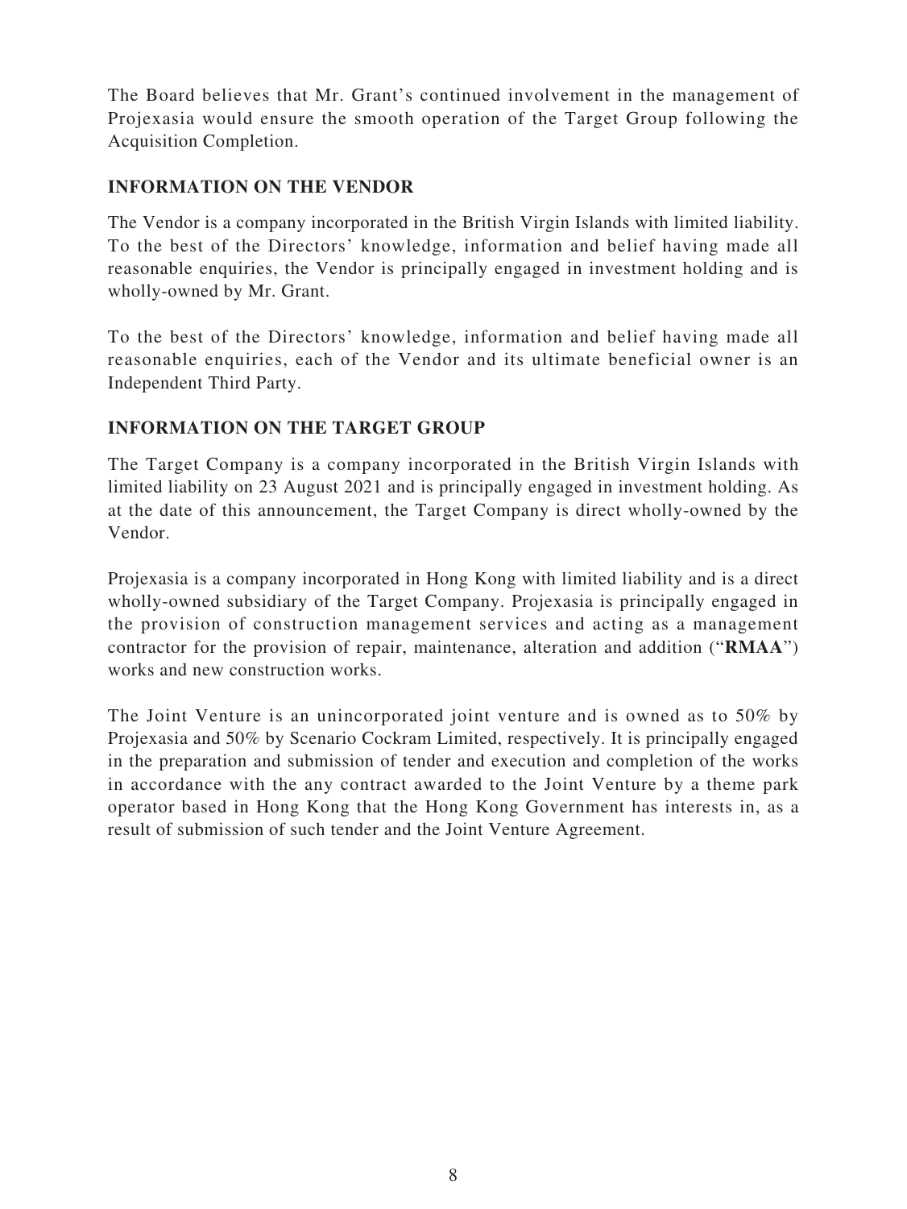The Board believes that Mr. Grant's continued involvement in the management of Projexasia would ensure the smooth operation of the Target Group following the Acquisition Completion.

## INFORMATION ON THE VENDOR

The Vendor is a company incorporated in the British Virgin Islands with limited liability. To the best of the Directors' knowledge, information and belief having made all reasonable enquiries, the Vendor is principally engaged in investment holding and is wholly-owned by Mr. Grant.

To the best of the Directors' knowledge, information and belief having made all reasonable enquiries, each of the Vendor and its ultimate beneficial owner is an Independent Third Party.

## INFORMATION ON THE TARGET GROUP

The Target Company is a company incorporated in the British Virgin Islands with limited liability on 23 August 2021 and is principally engaged in investment holding. As at the date of this announcement, the Target Company is direct wholly-owned by the Vendor.

Projexasia is a company incorporated in Hong Kong with limited liability and is a direct wholly-owned subsidiary of the Target Company. Projexasia is principally engaged in the provision of construction management services and acting as a management contractor for the provision of repair, maintenance, alteration and addition ("**RMAA**") works and new construction works.

The Joint Venture is an unincorporated joint venture and is owned as to 50% by Projexasia and 50% by Scenario Cockram Limited, respectively. It is principally engaged in the preparation and submission of tender and execution and completion of the works in accordance with the any contract awarded to the Joint Venture by a theme park operator based in Hong Kong that the Hong Kong Government has interests in, as a result of submission of such tender and the Joint Venture Agreement.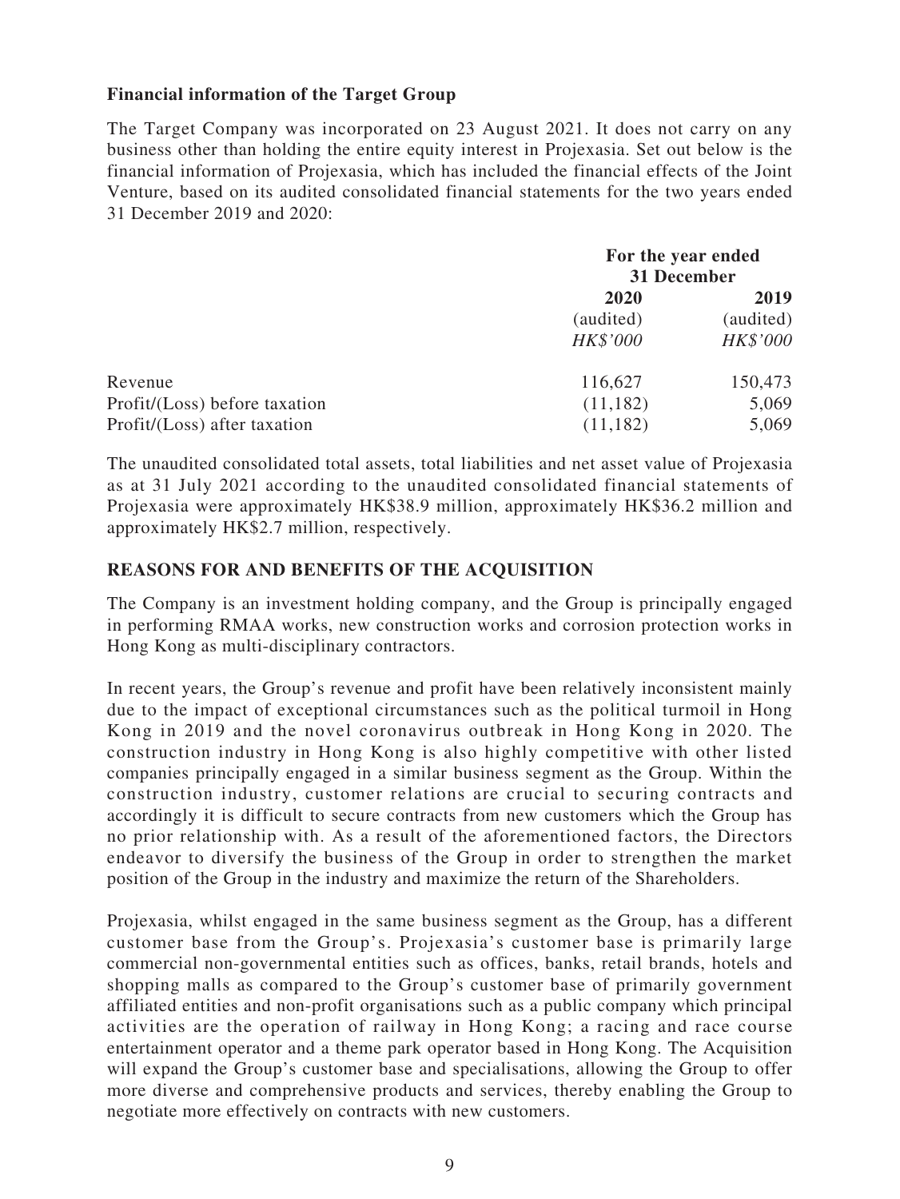**Financial information of the Target Group**

The Target Company was incorporated on 23 August 2021. It does not carry on any business other than holding the entire equity interest in Projexasia. Set out below is the financial information of Projexasia, which has included the financial effects of the Joint Venture, based on its audited consolidated financial statements for the two years ended 31 December 2019 and 2020:

| | For the year ended 31 December | |
|---|---|---|
| | **2020** | **2019** |
| | (audited) | (audited) |
| | *HK$'000* | *HK$'000* |
| Revenue | 116,627 | 150,473 |
| Profit/(Loss) before taxation | (11,182) | 5,069 |
| Profit/(Loss) after taxation | (11,182) | 5,069 |

The unaudited consolidated total assets, total liabilities and net asset value of Projexasia as at 31 July 2021 according to the unaudited consolidated financial statements of Projexasia were approximately HK$38.9 million, approximately HK$36.2 million and approximately HK$2.7 million, respectively.

## REASONS FOR AND BENEFITS OF THE ACQUISITION

The Company is an investment holding company, and the Group is principally engaged in performing RMAA works, new construction works and corrosion protection works in Hong Kong as multi-disciplinary contractors.

In recent years, the Group's revenue and profit have been relatively inconsistent mainly due to the impact of exceptional circumstances such as the political turmoil in Hong Kong in 2019 and the novel coronavirus outbreak in Hong Kong in 2020. The construction industry in Hong Kong is also highly competitive with other listed companies principally engaged in a similar business segment as the Group. Within the construction industry, customer relations are crucial to securing contracts and accordingly it is difficult to secure contracts from new customers which the Group has no prior relationship with. As a result of the aforementioned factors, the Directors endeavor to diversify the business of the Group in order to strengthen the market position of the Group in the industry and maximize the return of the Shareholders.

Projexasia, whilst engaged in the same business segment as the Group, has a different customer base from the Group's. Projexasia's customer base is primarily large commercial non-governmental entities such as offices, banks, retail brands, hotels and shopping malls as compared to the Group's customer base of primarily government affiliated entities and non-profit organisations such as a public company which principal activities are the operation of railway in Hong Kong; a racing and race course entertainment operator and a theme park operator based in Hong Kong. The Acquisition will expand the Group's customer base and specialisations, allowing the Group to offer more diverse and comprehensive products and services, thereby enabling the Group to negotiate more effectively on contracts with new customers.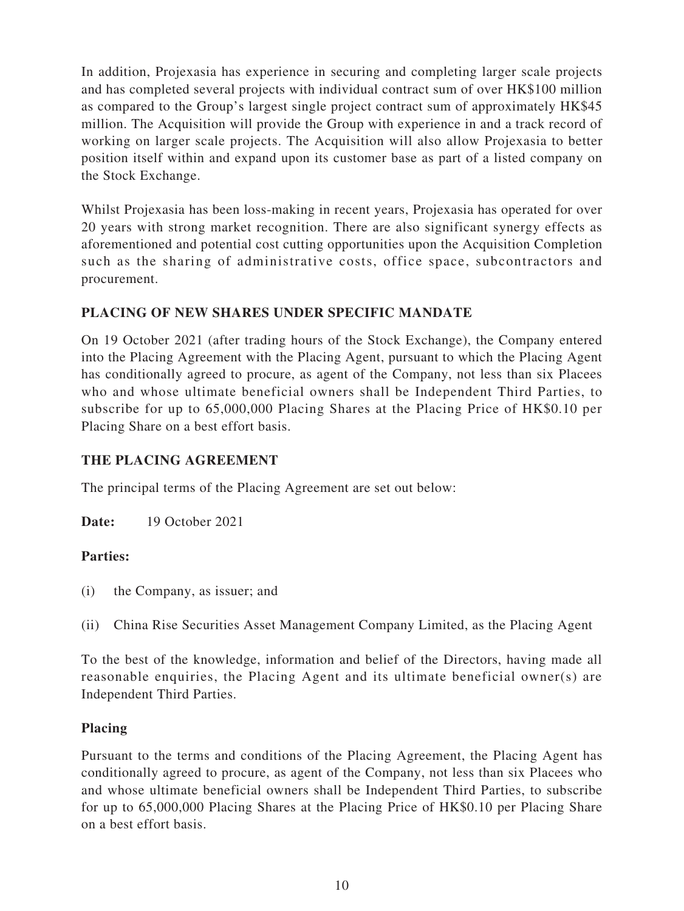In addition, Projexasia has experience in securing and completing larger scale projects and has completed several projects with individual contract sum of over HK$100 million as compared to the Group's largest single project contract sum of approximately HK$45 million. The Acquisition will provide the Group with experience in and a track record of working on larger scale projects. The Acquisition will also allow Projexasia to better position itself within and expand upon its customer base as part of a listed company on the Stock Exchange.

Whilst Projexasia has been loss-making in recent years, Projexasia has operated for over 20 years with strong market recognition. There are also significant synergy effects as aforementioned and potential cost cutting opportunities upon the Acquisition Completion such as the sharing of administrative costs, office space, subcontractors and procurement.

## PLACING OF NEW SHARES UNDER SPECIFIC MANDATE

On 19 October 2021 (after trading hours of the Stock Exchange), the Company entered into the Placing Agreement with the Placing Agent, pursuant to which the Placing Agent has conditionally agreed to procure, as agent of the Company, not less than six Placees who and whose ultimate beneficial owners shall be Independent Third Parties, to subscribe for up to 65,000,000 Placing Shares at the Placing Price of HK$0.10 per Placing Share on a best effort basis.

## THE PLACING AGREEMENT

The principal terms of the Placing Agreement are set out below:

**Date:** 19 October 2021

**Parties:**

(i) the Company, as issuer; and

(ii) China Rise Securities Asset Management Company Limited, as the Placing Agent

To the best of the knowledge, information and belief of the Directors, having made all reasonable enquiries, the Placing Agent and its ultimate beneficial owner(s) are Independent Third Parties.

### Placing

Pursuant to the terms and conditions of the Placing Agreement, the Placing Agent has conditionally agreed to procure, as agent of the Company, not less than six Placees who and whose ultimate beneficial owners shall be Independent Third Parties, to subscribe for up to 65,000,000 Placing Shares at the Placing Price of HK$0.10 per Placing Share on a best effort basis.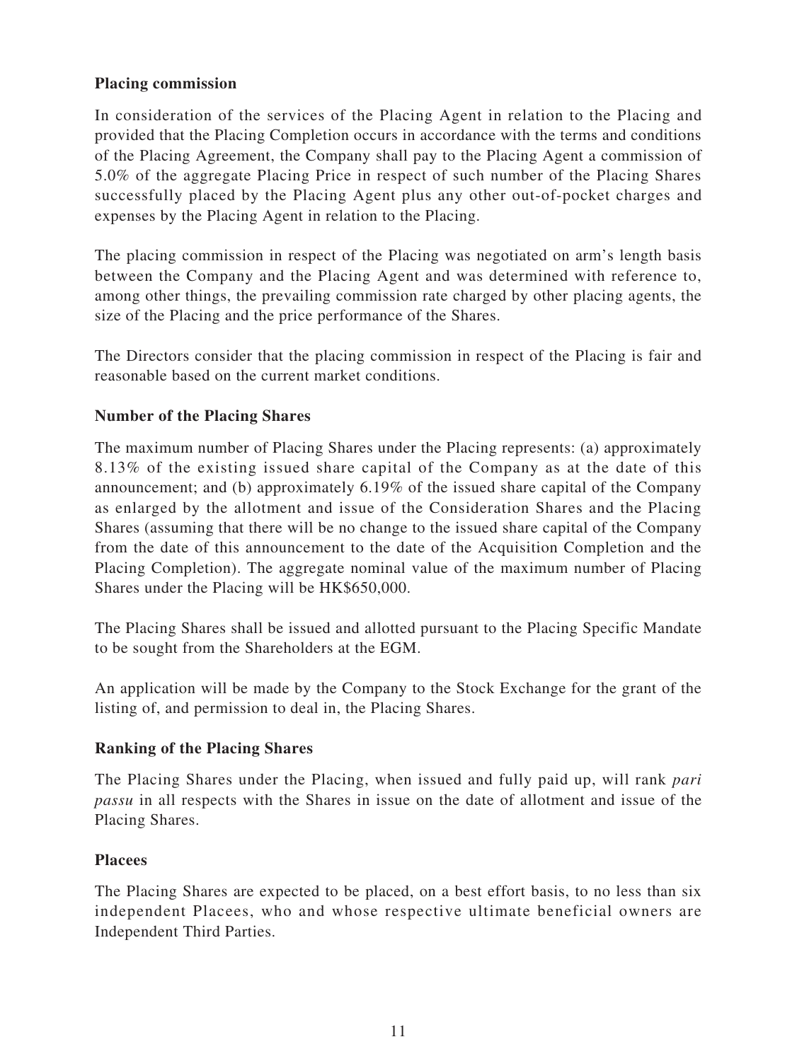**Placing commission**

In consideration of the services of the Placing Agent in relation to the Placing and provided that the Placing Completion occurs in accordance with the terms and conditions of the Placing Agreement, the Company shall pay to the Placing Agent a commission of 5.0% of the aggregate Placing Price in respect of such number of the Placing Shares successfully placed by the Placing Agent plus any other out-of-pocket charges and expenses by the Placing Agent in relation to the Placing.

The placing commission in respect of the Placing was negotiated on arm's length basis between the Company and the Placing Agent and was determined with reference to, among other things, the prevailing commission rate charged by other placing agents, the size of the Placing and the price performance of the Shares.

The Directors consider that the placing commission in respect of the Placing is fair and reasonable based on the current market conditions.

**Number of the Placing Shares**

The maximum number of Placing Shares under the Placing represents: (a) approximately 8.13% of the existing issued share capital of the Company as at the date of this announcement; and (b) approximately 6.19% of the issued share capital of the Company as enlarged by the allotment and issue of the Consideration Shares and the Placing Shares (assuming that there will be no change to the issued share capital of the Company from the date of this announcement to the date of the Acquisition Completion and the Placing Completion). The aggregate nominal value of the maximum number of Placing Shares under the Placing will be HK$650,000.

The Placing Shares shall be issued and allotted pursuant to the Placing Specific Mandate to be sought from the Shareholders at the EGM.

An application will be made by the Company to the Stock Exchange for the grant of the listing of, and permission to deal in, the Placing Shares.

**Ranking of the Placing Shares**

The Placing Shares under the Placing, when issued and fully paid up, will rank *pari passu* in all respects with the Shares in issue on the date of allotment and issue of the Placing Shares.

**Placees**

The Placing Shares are expected to be placed, on a best effort basis, to no less than six independent Placees, who and whose respective ultimate beneficial owners are Independent Third Parties.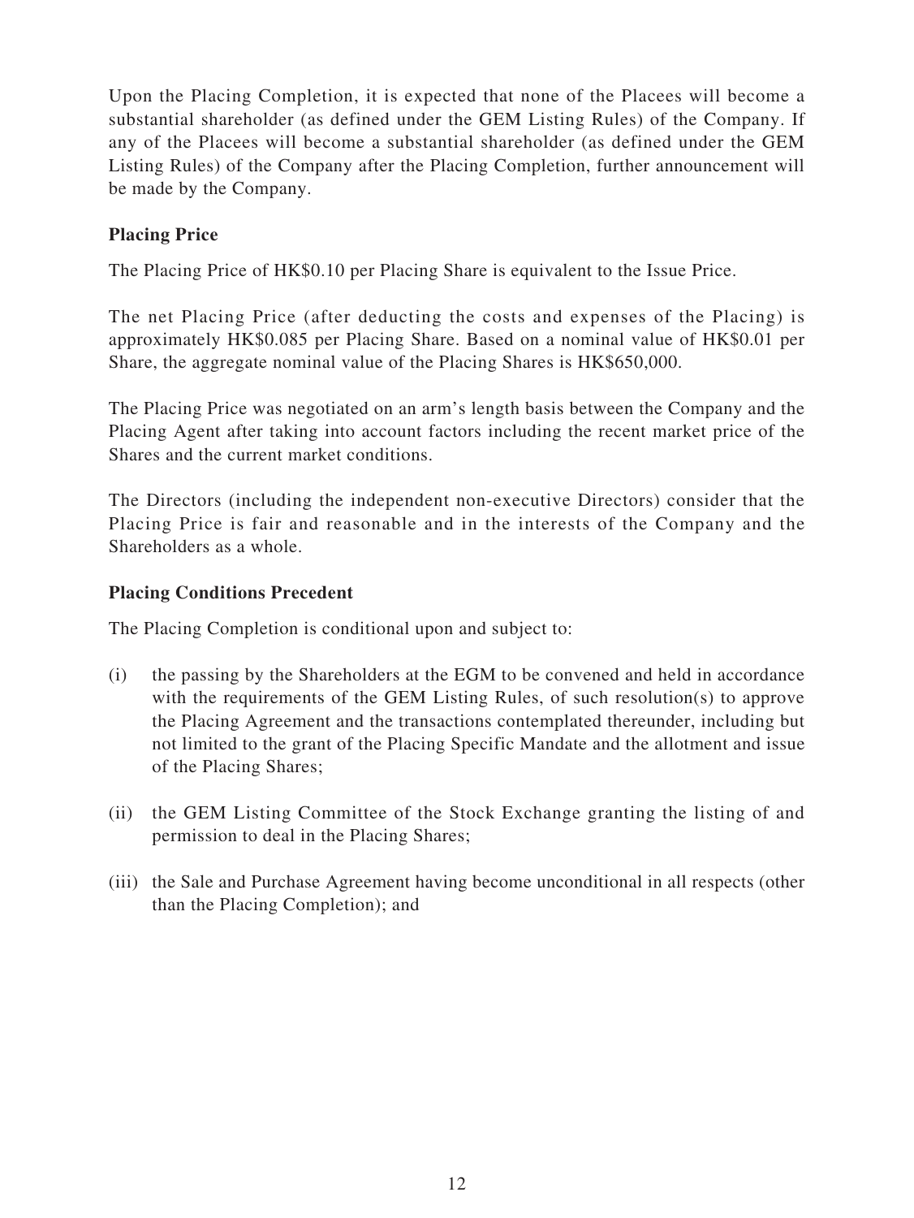Upon the Placing Completion, it is expected that none of the Placees will become a substantial shareholder (as defined under the GEM Listing Rules) of the Company. If any of the Placees will become a substantial shareholder (as defined under the GEM Listing Rules) of the Company after the Placing Completion, further announcement will be made by the Company.

**Placing Price**

The Placing Price of HK$0.10 per Placing Share is equivalent to the Issue Price.

The net Placing Price (after deducting the costs and expenses of the Placing) is approximately HK$0.085 per Placing Share. Based on a nominal value of HK$0.01 per Share, the aggregate nominal value of the Placing Shares is HK$650,000.

The Placing Price was negotiated on an arm's length basis between the Company and the Placing Agent after taking into account factors including the recent market price of the Shares and the current market conditions.

The Directors (including the independent non-executive Directors) consider that the Placing Price is fair and reasonable and in the interests of the Company and the Shareholders as a whole.

**Placing Conditions Precedent**

The Placing Completion is conditional upon and subject to:

(i) the passing by the Shareholders at the EGM to be convened and held in accordance with the requirements of the GEM Listing Rules, of such resolution(s) to approve the Placing Agreement and the transactions contemplated thereunder, including but not limited to the grant of the Placing Specific Mandate and the allotment and issue of the Placing Shares;

(ii) the GEM Listing Committee of the Stock Exchange granting the listing of and permission to deal in the Placing Shares;

(iii) the Sale and Purchase Agreement having become unconditional in all respects (other than the Placing Completion); and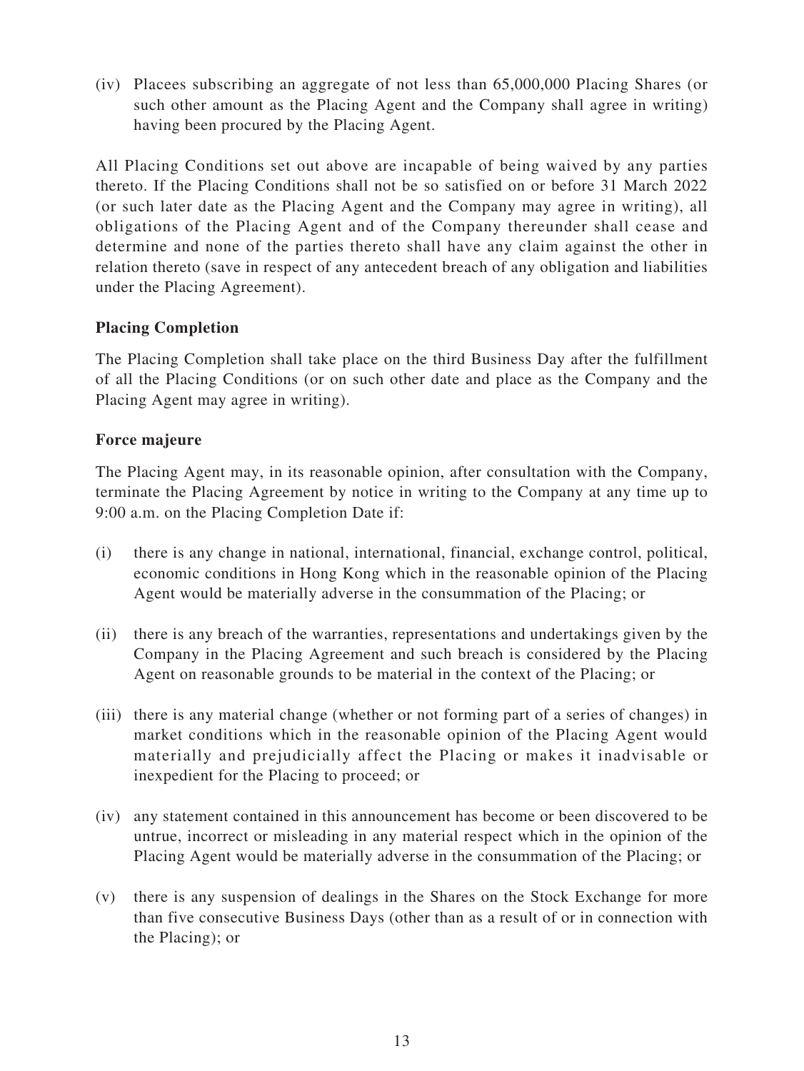(iv) Placees subscribing an aggregate of not less than 65,000,000 Placing Shares (or such other amount as the Placing Agent and the Company shall agree in writing) having been procured by the Placing Agent.

All Placing Conditions set out above are incapable of being waived by any parties thereto. If the Placing Conditions shall not be so satisfied on or before 31 March 2022 (or such later date as the Placing Agent and the Company may agree in writing), all obligations of the Placing Agent and of the Company thereunder shall cease and determine and none of the parties thereto shall have any claim against the other in relation thereto (save in respect of any antecedent breach of any obligation and liabilities under the Placing Agreement).

**Placing Completion**

The Placing Completion shall take place on the third Business Day after the fulfillment of all the Placing Conditions (or on such other date and place as the Company and the Placing Agent may agree in writing).

**Force majeure**

The Placing Agent may, in its reasonable opinion, after consultation with the Company, terminate the Placing Agreement by notice in writing to the Company at any time up to 9:00 a.m. on the Placing Completion Date if:

(i) there is any change in national, international, financial, exchange control, political, economic conditions in Hong Kong which in the reasonable opinion of the Placing Agent would be materially adverse in the consummation of the Placing; or

(ii) there is any breach of the warranties, representations and undertakings given by the Company in the Placing Agreement and such breach is considered by the Placing Agent on reasonable grounds to be material in the context of the Placing; or

(iii) there is any material change (whether or not forming part of a series of changes) in market conditions which in the reasonable opinion of the Placing Agent would materially and prejudicially affect the Placing or makes it inadvisable or inexpedient for the Placing to proceed; or

(iv) any statement contained in this announcement has become or been discovered to be untrue, incorrect or misleading in any material respect which in the opinion of the Placing Agent would be materially adverse in the consummation of the Placing; or

(v) there is any suspension of dealings in the Shares on the Stock Exchange for more than five consecutive Business Days (other than as a result of or in connection with the Placing); or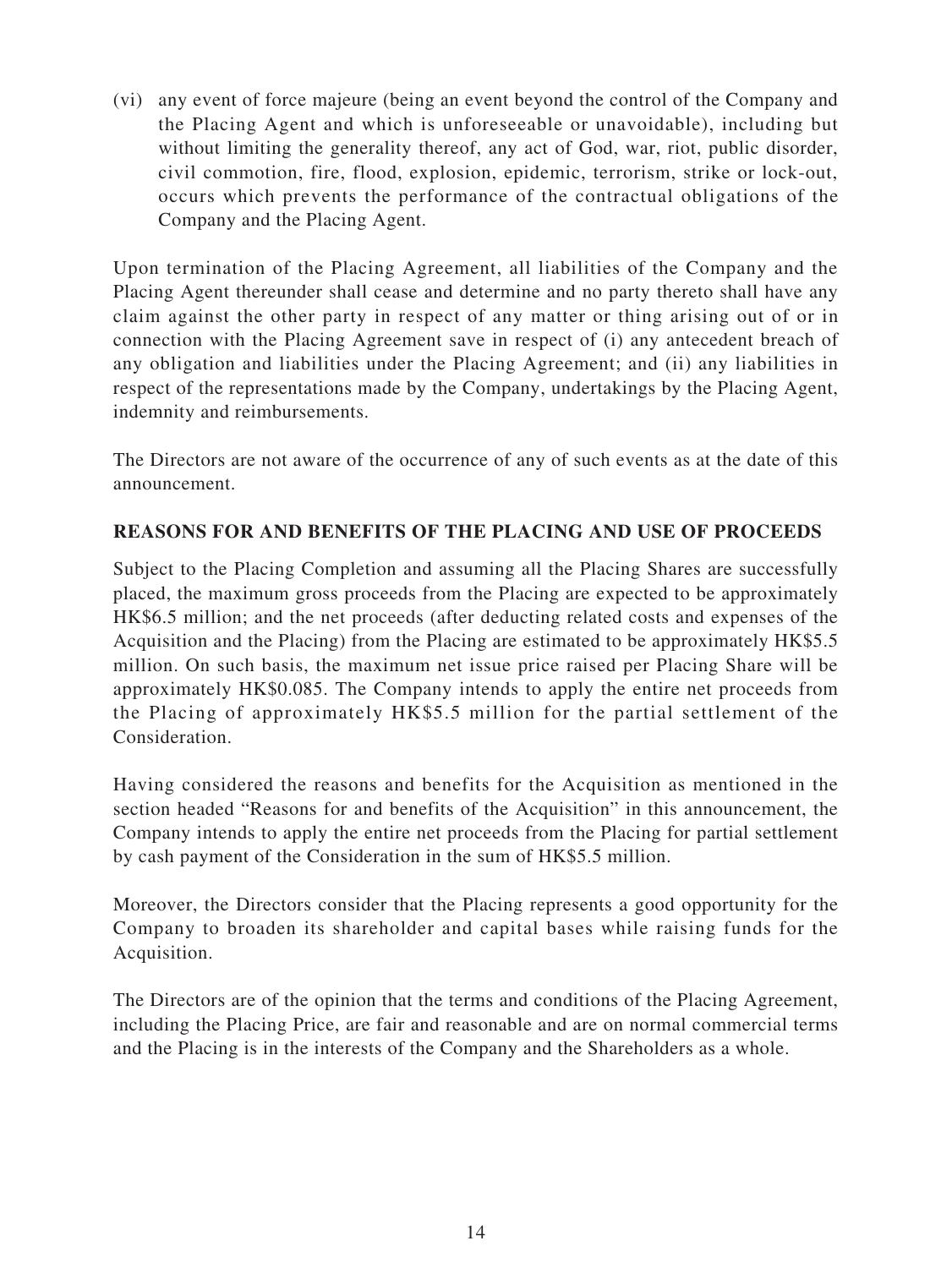(vi) any event of force majeure (being an event beyond the control of the Company and the Placing Agent and which is unforeseeable or unavoidable), including but without limiting the generality thereof, any act of God, war, riot, public disorder, civil commotion, fire, flood, explosion, epidemic, terrorism, strike or lock-out, occurs which prevents the performance of the contractual obligations of the Company and the Placing Agent.

Upon termination of the Placing Agreement, all liabilities of the Company and the Placing Agent thereunder shall cease and determine and no party thereto shall have any claim against the other party in respect of any matter or thing arising out of or in connection with the Placing Agreement save in respect of (i) any antecedent breach of any obligation and liabilities under the Placing Agreement; and (ii) any liabilities in respect of the representations made by the Company, undertakings by the Placing Agent, indemnity and reimbursements.

The Directors are not aware of the occurrence of any of such events as at the date of this announcement.

## REASONS FOR AND BENEFITS OF THE PLACING AND USE OF PROCEEDS

Subject to the Placing Completion and assuming all the Placing Shares are successfully placed, the maximum gross proceeds from the Placing are expected to be approximately HK$6.5 million; and the net proceeds (after deducting related costs and expenses of the Acquisition and the Placing) from the Placing are estimated to be approximately HK$5.5 million. On such basis, the maximum net issue price raised per Placing Share will be approximately HK$0.085. The Company intends to apply the entire net proceeds from the Placing of approximately HK$5.5 million for the partial settlement of the Consideration.

Having considered the reasons and benefits for the Acquisition as mentioned in the section headed "Reasons for and benefits of the Acquisition" in this announcement, the Company intends to apply the entire net proceeds from the Placing for partial settlement by cash payment of the Consideration in the sum of HK$5.5 million.

Moreover, the Directors consider that the Placing represents a good opportunity for the Company to broaden its shareholder and capital bases while raising funds for the Acquisition.

The Directors are of the opinion that the terms and conditions of the Placing Agreement, including the Placing Price, are fair and reasonable and are on normal commercial terms and the Placing is in the interests of the Company and the Shareholders as a whole.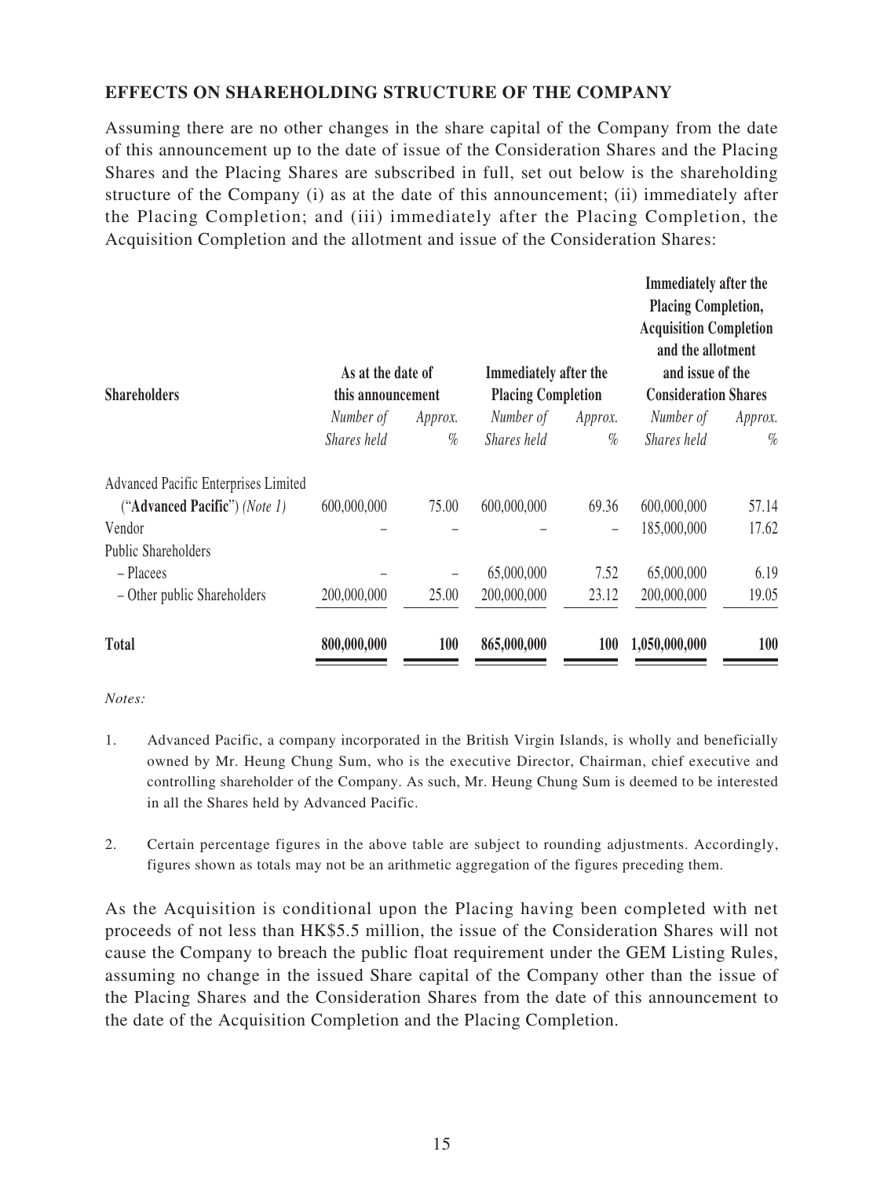## EFFECTS ON SHAREHOLDING STRUCTURE OF THE COMPANY

Assuming there are no other changes in the share capital of the Company from the date of this announcement up to the date of issue of the Consideration Shares and the Placing Shares and the Placing Shares are subscribed in full, set out below is the shareholding structure of the Company (i) as at the date of this announcement; (ii) immediately after the Placing Completion; and (iii) immediately after the Placing Completion, the Acquisition Completion and the allotment and issue of the Consideration Shares:

| **Shareholders** | **As at the date of this announcement** | | **Immediately after the Placing Completion** | | **Immediately after the Placing Completion, Acquisition Completion and the allotment and issue of the Consideration Shares** | |
|---|---|---|---|---|---|---|
| | *Number of Shares held* | *Approx. %* | *Number of Shares held* | *Approx. %* | *Number of Shares held* | *Approx. %* |
| Advanced Pacific Enterprises Limited ("**Advanced Pacific**") *(Note 1)* | 600,000,000 | 75.00 | 600,000,000 | 69.36 | 600,000,000 | 57.14 |
| Vendor | – | – | – | – | 185,000,000 | 17.62 |
| Public Shareholders | | | | | | |
| – Placees | – | – | 65,000,000 | 7.52 | 65,000,000 | 6.19 |
| – Other public Shareholders | 200,000,000 | 25.00 | 200,000,000 | 23.12 | 200,000,000 | 19.05 |
| **Total** | **800,000,000** | **100** | **865,000,000** | **100** | **1,050,000,000** | **100** |

*Notes:*

1. Advanced Pacific, a company incorporated in the British Virgin Islands, is wholly and beneficially owned by Mr. Heung Chung Sum, who is the executive Director, Chairman, chief executive and controlling shareholder of the Company. As such, Mr. Heung Chung Sum is deemed to be interested in all the Shares held by Advanced Pacific.

2. Certain percentage figures in the above table are subject to rounding adjustments. Accordingly, figures shown as totals may not be an arithmetic aggregation of the figures preceding them.

As the Acquisition is conditional upon the Placing having been completed with net proceeds of not less than HK$5.5 million, the issue of the Consideration Shares will not cause the Company to breach the public float requirement under the GEM Listing Rules, assuming no change in the issued Share capital of the Company other than the issue of the Placing Shares and the Consideration Shares from the date of this announcement to the date of the Acquisition Completion and the Placing Completion.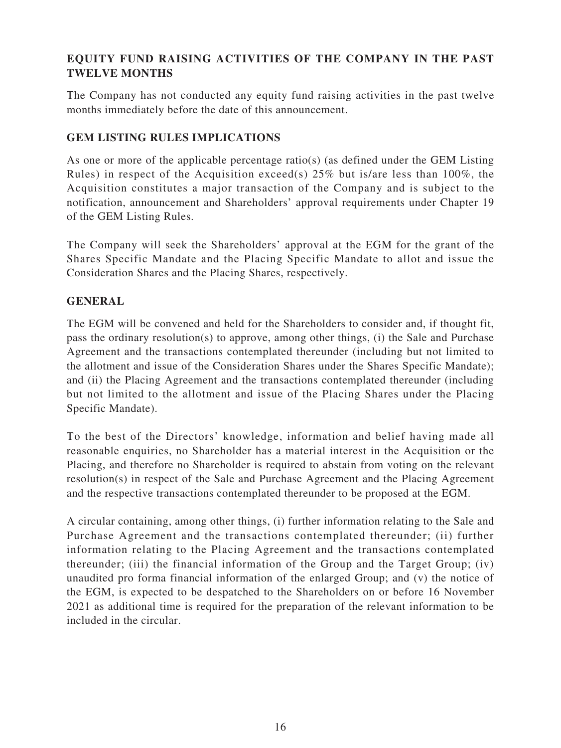## EQUITY FUND RAISING ACTIVITIES OF THE COMPANY IN THE PAST TWELVE MONTHS

The Company has not conducted any equity fund raising activities in the past twelve months immediately before the date of this announcement.

## GEM LISTING RULES IMPLICATIONS

As one or more of the applicable percentage ratio(s) (as defined under the GEM Listing Rules) in respect of the Acquisition exceed(s) 25% but is/are less than 100%, the Acquisition constitutes a major transaction of the Company and is subject to the notification, announcement and Shareholders' approval requirements under Chapter 19 of the GEM Listing Rules.

The Company will seek the Shareholders' approval at the EGM for the grant of the Shares Specific Mandate and the Placing Specific Mandate to allot and issue the Consideration Shares and the Placing Shares, respectively.

## GENERAL

The EGM will be convened and held for the Shareholders to consider and, if thought fit, pass the ordinary resolution(s) to approve, among other things, (i) the Sale and Purchase Agreement and the transactions contemplated thereunder (including but not limited to the allotment and issue of the Consideration Shares under the Shares Specific Mandate); and (ii) the Placing Agreement and the transactions contemplated thereunder (including but not limited to the allotment and issue of the Placing Shares under the Placing Specific Mandate).

To the best of the Directors' knowledge, information and belief having made all reasonable enquiries, no Shareholder has a material interest in the Acquisition or the Placing, and therefore no Shareholder is required to abstain from voting on the relevant resolution(s) in respect of the Sale and Purchase Agreement and the Placing Agreement and the respective transactions contemplated thereunder to be proposed at the EGM.

A circular containing, among other things, (i) further information relating to the Sale and Purchase Agreement and the transactions contemplated thereunder; (ii) further information relating to the Placing Agreement and the transactions contemplated thereunder; (iii) the financial information of the Group and the Target Group; (iv) unaudited pro forma financial information of the enlarged Group; and (v) the notice of the EGM, is expected to be despatched to the Shareholders on or before 16 November 2021 as additional time is required for the preparation of the relevant information to be included in the circular.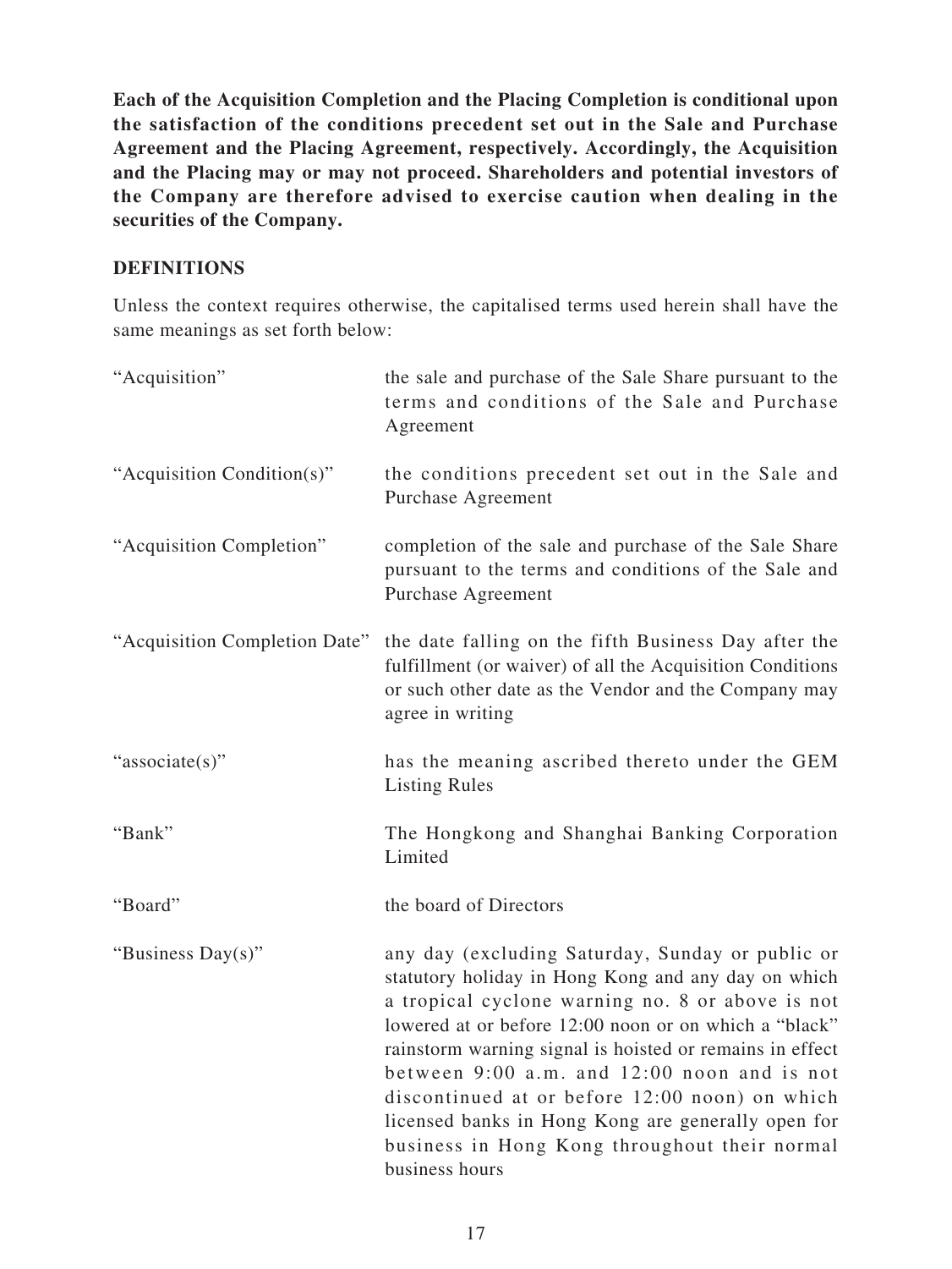**Each of the Acquisition Completion and the Placing Completion is conditional upon the satisfaction of the conditions precedent set out in the Sale and Purchase Agreement and the Placing Agreement, respectively. Accordingly, the Acquisition and the Placing may or may not proceed. Shareholders and potential investors of the Company are therefore advised to exercise caution when dealing in the securities of the Company.**

## DEFINITIONS

Unless the context requires otherwise, the capitalised terms used herein shall have the same meanings as set forth below:

| | |
|---|---|
| "Acquisition" | the sale and purchase of the Sale Share pursuant to the terms and conditions of the Sale and Purchase Agreement |
| "Acquisition Condition(s)" | the conditions precedent set out in the Sale and Purchase Agreement |
| "Acquisition Completion" | completion of the sale and purchase of the Sale Share pursuant to the terms and conditions of the Sale and Purchase Agreement |
| "Acquisition Completion Date" | the date falling on the fifth Business Day after the fulfillment (or waiver) of all the Acquisition Conditions or such other date as the Vendor and the Company may agree in writing |
| "associate(s)" | has the meaning ascribed thereto under the GEM Listing Rules |
| "Bank" | The Hongkong and Shanghai Banking Corporation Limited |
| "Board" | the board of Directors |
| "Business Day(s)" | any day (excluding Saturday, Sunday or public or statutory holiday in Hong Kong and any day on which a tropical cyclone warning no. 8 or above is not lowered at or before 12:00 noon or on which a "black" rainstorm warning signal is hoisted or remains in effect between 9:00 a.m. and 12:00 noon and is not discontinued at or before 12:00 noon) on which licensed banks in Hong Kong are generally open for business in Hong Kong throughout their normal business hours |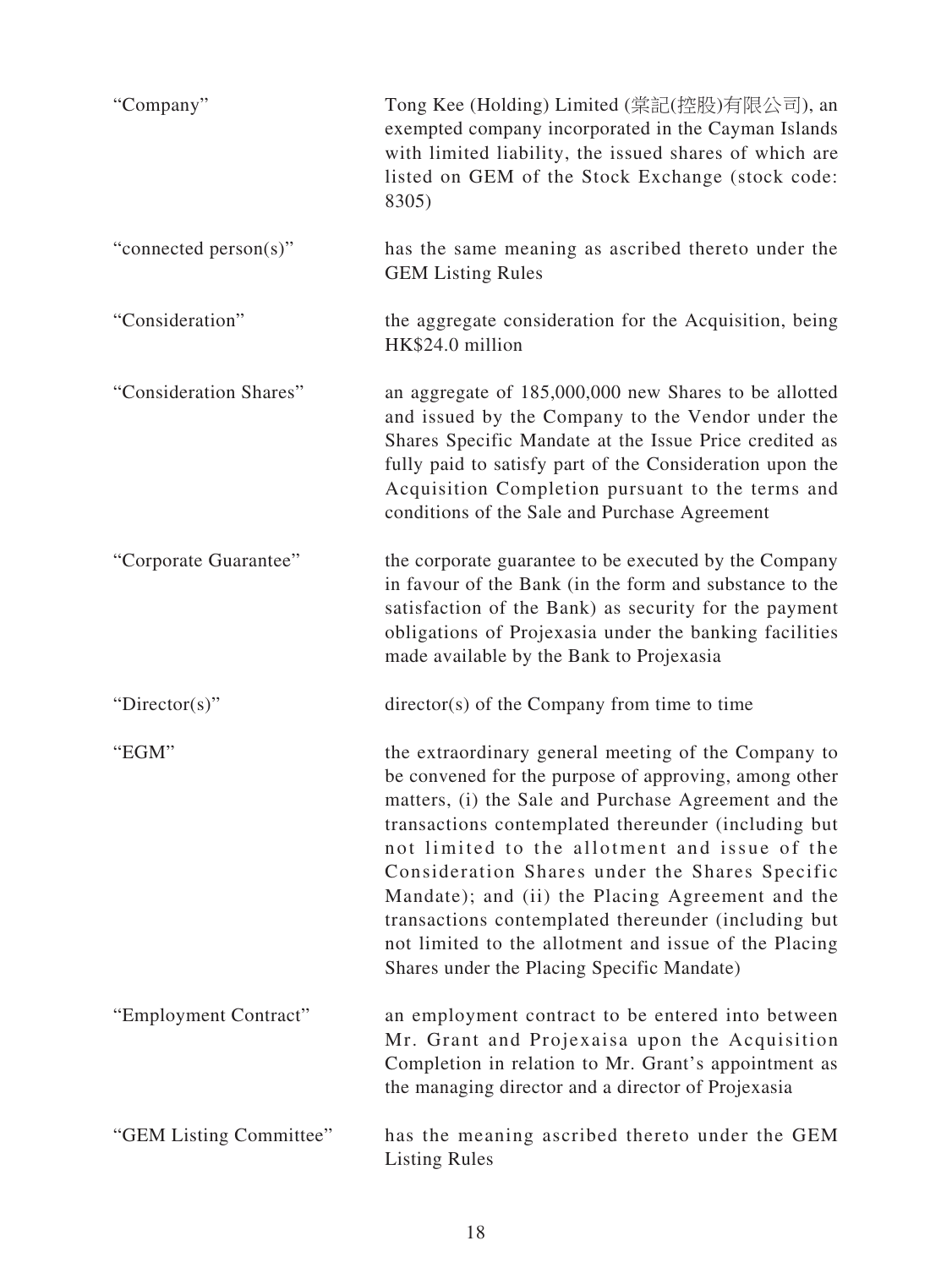| | |
|---|---|
| "Company" | Tong Kee (Holding) Limited (棠記(控股)有限公司), an exempted company incorporated in the Cayman Islands with limited liability, the issued shares of which are listed on GEM of the Stock Exchange (stock code: 8305) |
| "connected person(s)" | has the same meaning as ascribed thereto under the GEM Listing Rules |
| "Consideration" | the aggregate consideration for the Acquisition, being HK$24.0 million |
| "Consideration Shares" | an aggregate of 185,000,000 new Shares to be allotted and issued by the Company to the Vendor under the Shares Specific Mandate at the Issue Price credited as fully paid to satisfy part of the Consideration upon the Acquisition Completion pursuant to the terms and conditions of the Sale and Purchase Agreement |
| "Corporate Guarantee" | the corporate guarantee to be executed by the Company in favour of the Bank (in the form and substance to the satisfaction of the Bank) as security for the payment obligations of Projexasia under the banking facilities made available by the Bank to Projexasia |
| "Director(s)" | director(s) of the Company from time to time |
| "EGM" | the extraordinary general meeting of the Company to be convened for the purpose of approving, among other matters, (i) the Sale and Purchase Agreement and the transactions contemplated thereunder (including but not limited to the allotment and issue of the Consideration Shares under the Shares Specific Mandate); and (ii) the Placing Agreement and the transactions contemplated thereunder (including but not limited to the allotment and issue of the Placing Shares under the Placing Specific Mandate) |
| "Employment Contract" | an employment contract to be entered into between Mr. Grant and Projexaisa upon the Acquisition Completion in relation to Mr. Grant's appointment as the managing director and a director of Projexasia |
| "GEM Listing Committee" | has the meaning ascribed thereto under the GEM Listing Rules |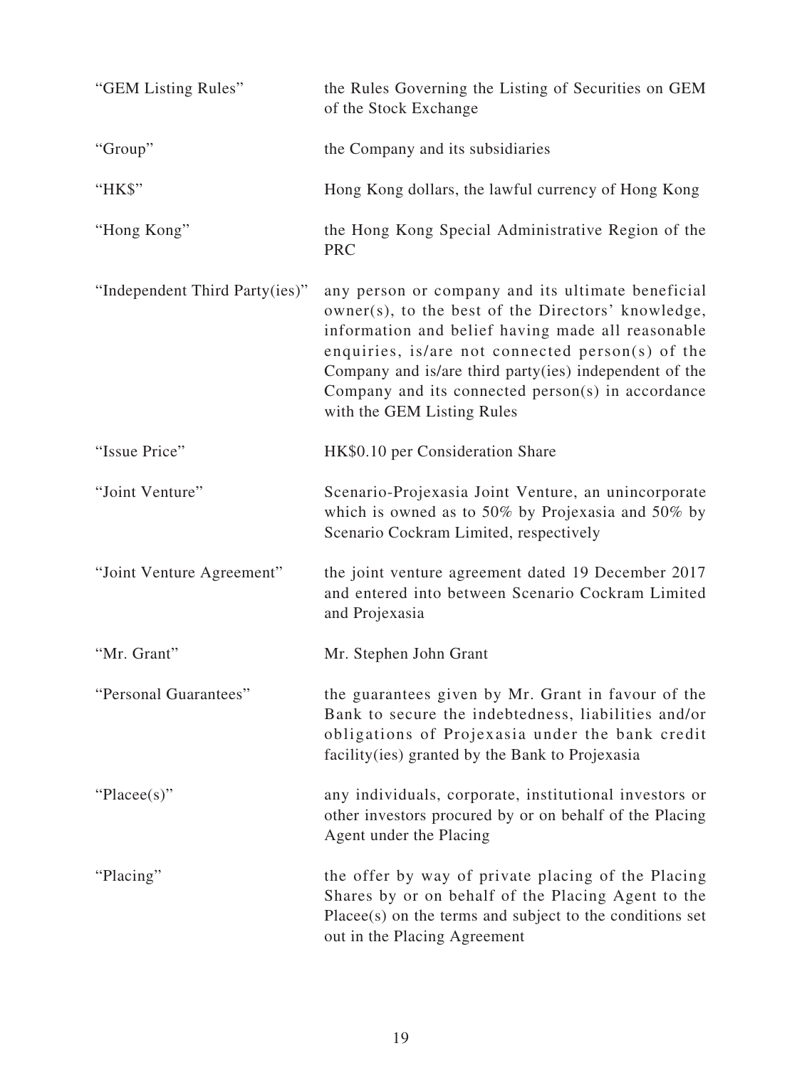| | |
|---|---|
| "GEM Listing Rules" | the Rules Governing the Listing of Securities on GEM of the Stock Exchange |
| "Group" | the Company and its subsidiaries |
| "HK$" | Hong Kong dollars, the lawful currency of Hong Kong |
| "Hong Kong" | the Hong Kong Special Administrative Region of the PRC |
| "Independent Third Party(ies)" | any person or company and its ultimate beneficial owner(s), to the best of the Directors' knowledge, information and belief having made all reasonable enquiries, is/are not connected person(s) of the Company and is/are third party(ies) independent of the Company and its connected person(s) in accordance with the GEM Listing Rules |
| "Issue Price" | HK$0.10 per Consideration Share |
| "Joint Venture" | Scenario-Projexasia Joint Venture, an unincorporate which is owned as to 50% by Projexasia and 50% by Scenario Cockram Limited, respectively |
| "Joint Venture Agreement" | the joint venture agreement dated 19 December 2017 and entered into between Scenario Cockram Limited and Projexasia |
| "Mr. Grant" | Mr. Stephen John Grant |
| "Personal Guarantees" | the guarantees given by Mr. Grant in favour of the Bank to secure the indebtedness, liabilities and/or obligations of Projexasia under the bank credit facility(ies) granted by the Bank to Projexasia |
| "Placee(s)" | any individuals, corporate, institutional investors or other investors procured by or on behalf of the Placing Agent under the Placing |
| "Placing" | the offer by way of private placing of the Placing Shares by or on behalf of the Placing Agent to the Placee(s) on the terms and subject to the conditions set out in the Placing Agreement |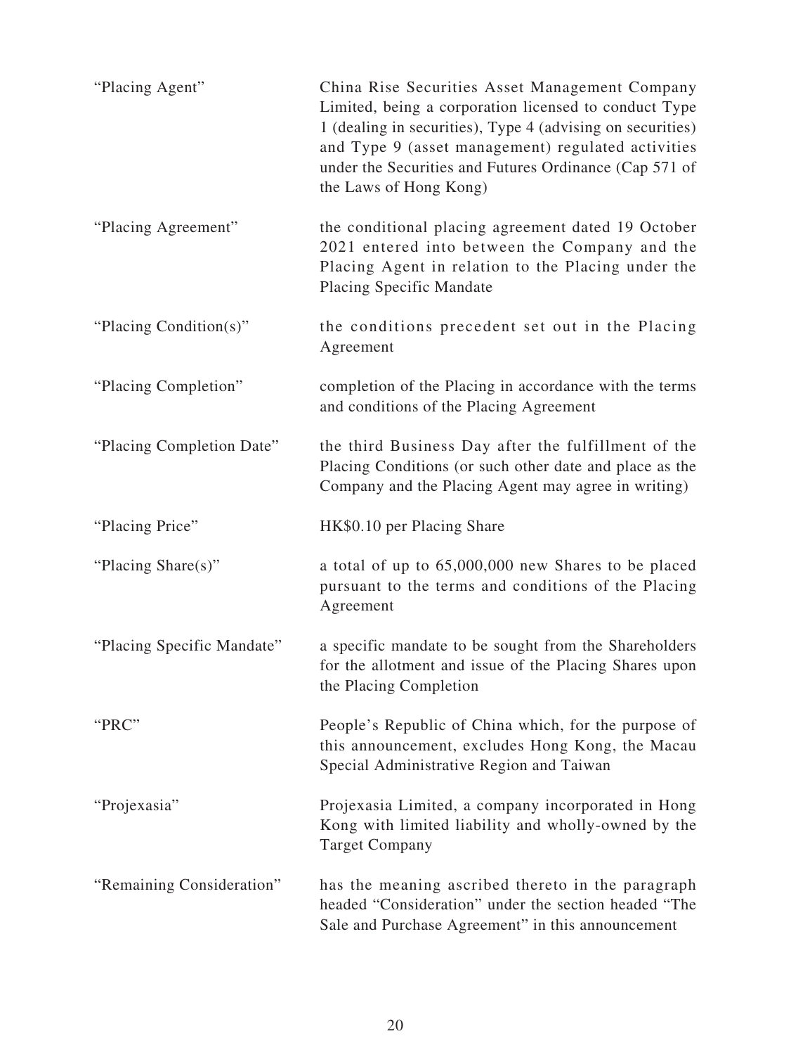| | |
|---|---|
| "Placing Agent" | China Rise Securities Asset Management Company Limited, being a corporation licensed to conduct Type 1 (dealing in securities), Type 4 (advising on securities) and Type 9 (asset management) regulated activities under the Securities and Futures Ordinance (Cap 571 of the Laws of Hong Kong) |
| "Placing Agreement" | the conditional placing agreement dated 19 October 2021 entered into between the Company and the Placing Agent in relation to the Placing under the Placing Specific Mandate |
| "Placing Condition(s)" | the conditions precedent set out in the Placing Agreement |
| "Placing Completion" | completion of the Placing in accordance with the terms and conditions of the Placing Agreement |
| "Placing Completion Date" | the third Business Day after the fulfillment of the Placing Conditions (or such other date and place as the Company and the Placing Agent may agree in writing) |
| "Placing Price" | HK$0.10 per Placing Share |
| "Placing Share(s)" | a total of up to 65,000,000 new Shares to be placed pursuant to the terms and conditions of the Placing Agreement |
| "Placing Specific Mandate" | a specific mandate to be sought from the Shareholders for the allotment and issue of the Placing Shares upon the Placing Completion |
| "PRC" | People's Republic of China which, for the purpose of this announcement, excludes Hong Kong, the Macau Special Administrative Region and Taiwan |
| "Projexasia" | Projexasia Limited, a company incorporated in Hong Kong with limited liability and wholly-owned by the Target Company |
| "Remaining Consideration" | has the meaning ascribed thereto in the paragraph headed "Consideration" under the section headed "The Sale and Purchase Agreement" in this announcement |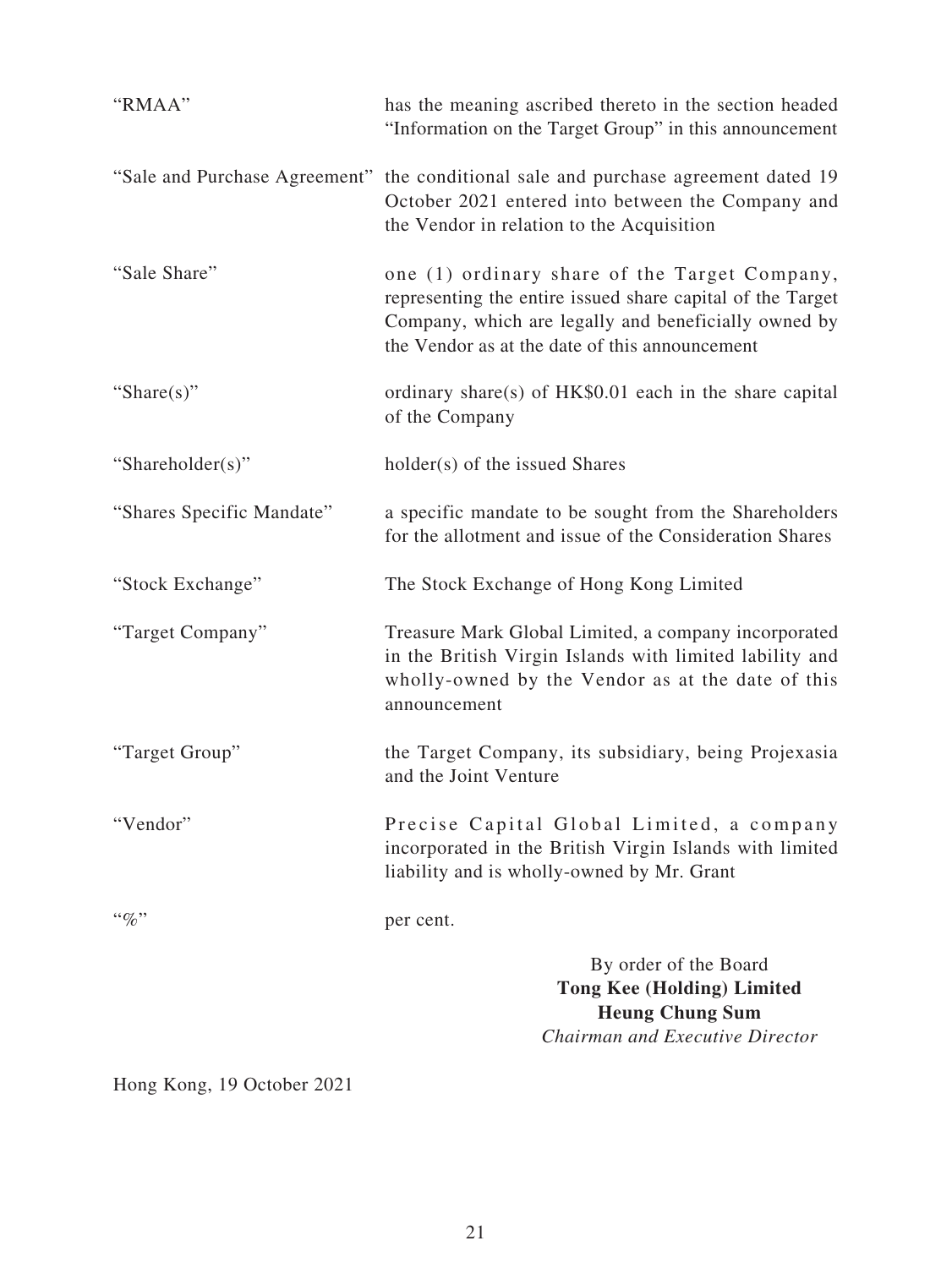| | |
|---|---|
| "RMAA" | has the meaning ascribed thereto in the section headed "Information on the Target Group" in this announcement |
| "Sale and Purchase Agreement" | the conditional sale and purchase agreement dated 19 October 2021 entered into between the Company and the Vendor in relation to the Acquisition |
| "Sale Share" | one (1) ordinary share of the Target Company, representing the entire issued share capital of the Target Company, which are legally and beneficially owned by the Vendor as at the date of this announcement |
| "Share(s)" | ordinary share(s) of HK$0.01 each in the share capital of the Company |
| "Shareholder(s)" | holder(s) of the issued Shares |
| "Shares Specific Mandate" | a specific mandate to be sought from the Shareholders for the allotment and issue of the Consideration Shares |
| "Stock Exchange" | The Stock Exchange of Hong Kong Limited |
| "Target Company" | Treasure Mark Global Limited, a company incorporated in the British Virgin Islands with limited lability and wholly-owned by the Vendor as at the date of this announcement |
| "Target Group" | the Target Company, its subsidiary, being Projexasia and the Joint Venture |
| "Vendor" | Precise Capital Global Limited, a company incorporated in the British Virgin Islands with limited liability and is wholly-owned by Mr. Grant |
| "%" | per cent. |

By order of the Board
**Tong Kee (Holding) Limited**
**Heung Chung Sum**
*Chairman and Executive Director*

Hong Kong, 19 October 2021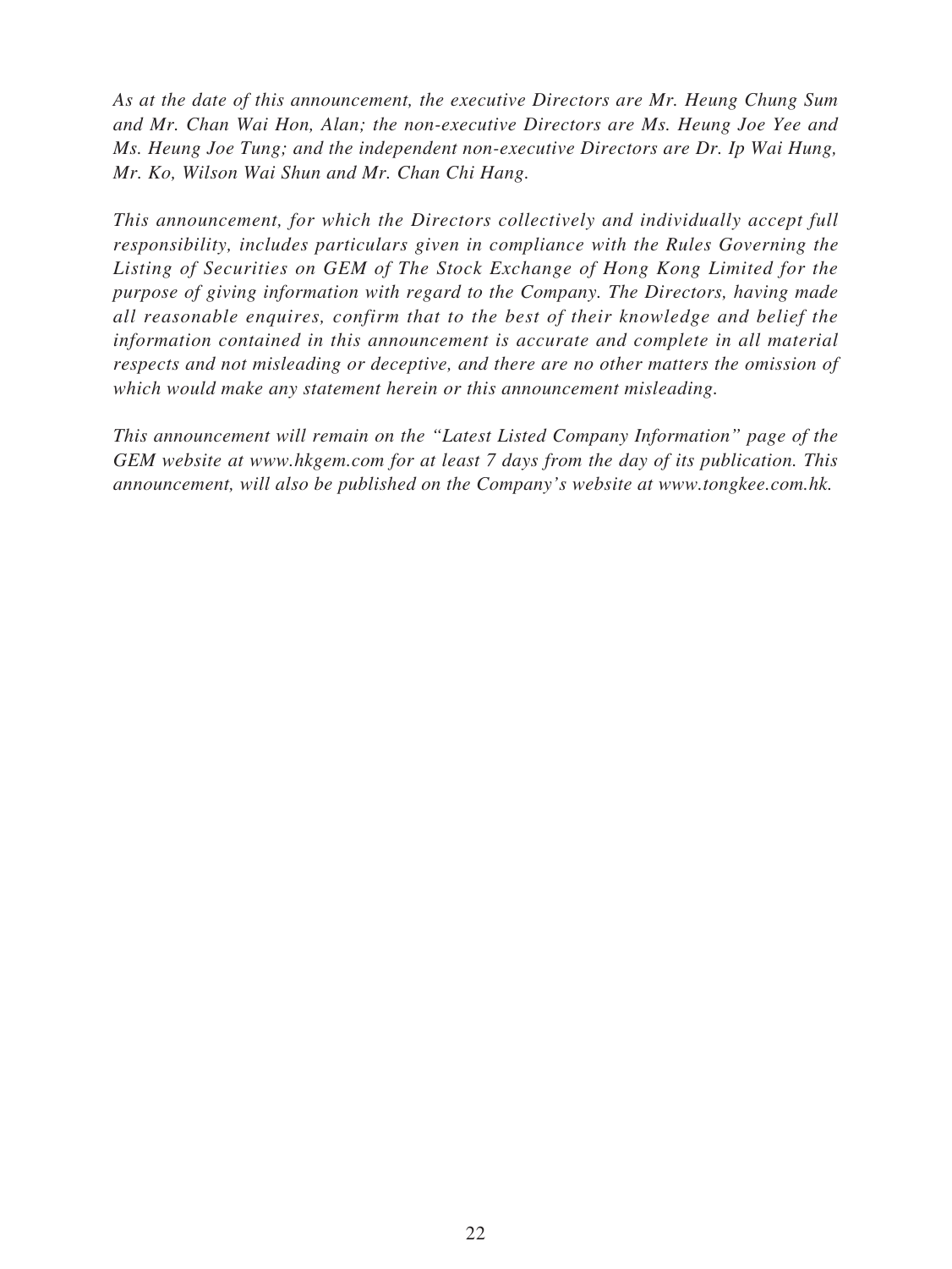*As at the date of this announcement, the executive Directors are Mr. Heung Chung Sum and Mr. Chan Wai Hon, Alan; the non-executive Directors are Ms. Heung Joe Yee and Ms. Heung Joe Tung; and the independent non-executive Directors are Dr. Ip Wai Hung, Mr. Ko, Wilson Wai Shun and Mr. Chan Chi Hang.*

*This announcement, for which the Directors collectively and individually accept full responsibility, includes particulars given in compliance with the Rules Governing the Listing of Securities on GEM of The Stock Exchange of Hong Kong Limited for the purpose of giving information with regard to the Company. The Directors, having made all reasonable enquires, confirm that to the best of their knowledge and belief the information contained in this announcement is accurate and complete in all material respects and not misleading or deceptive, and there are no other matters the omission of which would make any statement herein or this announcement misleading.*

*This announcement will remain on the "Latest Listed Company Information" page of the GEM website at www.hkgem.com for at least 7 days from the day of its publication. This announcement, will also be published on the Company's website at www.tongkee.com.hk.*